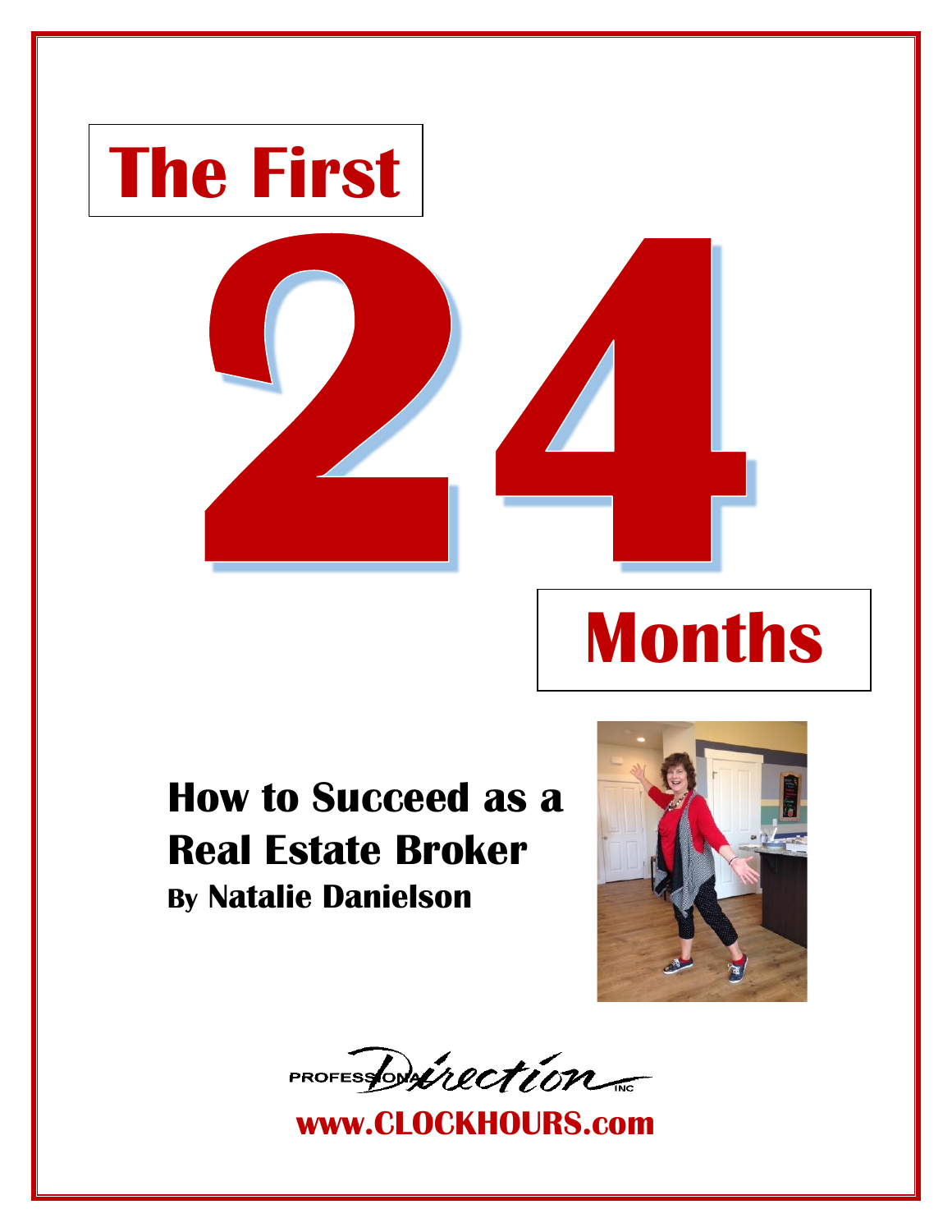# The First 24 Months

## How to Succeed as a Real Estate Broker

**By Natalie Danielson**

Professional Direction Inc

**www.CLOCKHOURS.com**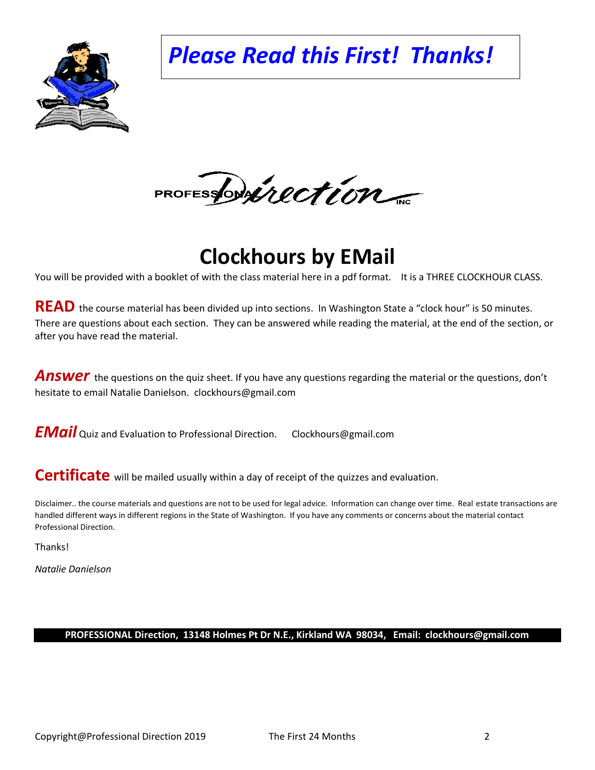# *Please Read this First! Thanks!*

PROFESSIONAL Direction INC

# Clockhours by EMail

You will be provided with a booklet of with the class material here in a pdf format. It is a THREE CLOCKHOUR CLASS.

**READ** the course material has been divided up into sections. In Washington State a "clock hour" is 50 minutes. There are questions about each section. They can be answered while reading the material, at the end of the section, or after you have read the material.

***Answer*** the questions on the quiz sheet. If you have any questions regarding the material or the questions, don't hesitate to email Natalie Danielson. clockhours@gmail.com

***EMail*** Quiz and Evaluation to Professional Direction. Clockhours@gmail.com

**Certificate** will be mailed usually within a day of receipt of the quizzes and evaluation.

Disclaimer.. the course materials and questions are not to be used for legal advice. Information can change over time. Real estate transactions are handled different ways in different regions in the State of Washington. If you have any comments or concerns about the material contact Professional Direction.

Thanks!

*Natalie Danielson*

**PROFESSIONAL Direction, 13148 Holmes Pt Dr N.E., Kirkland WA 98034, Email: clockhours@gmail.com**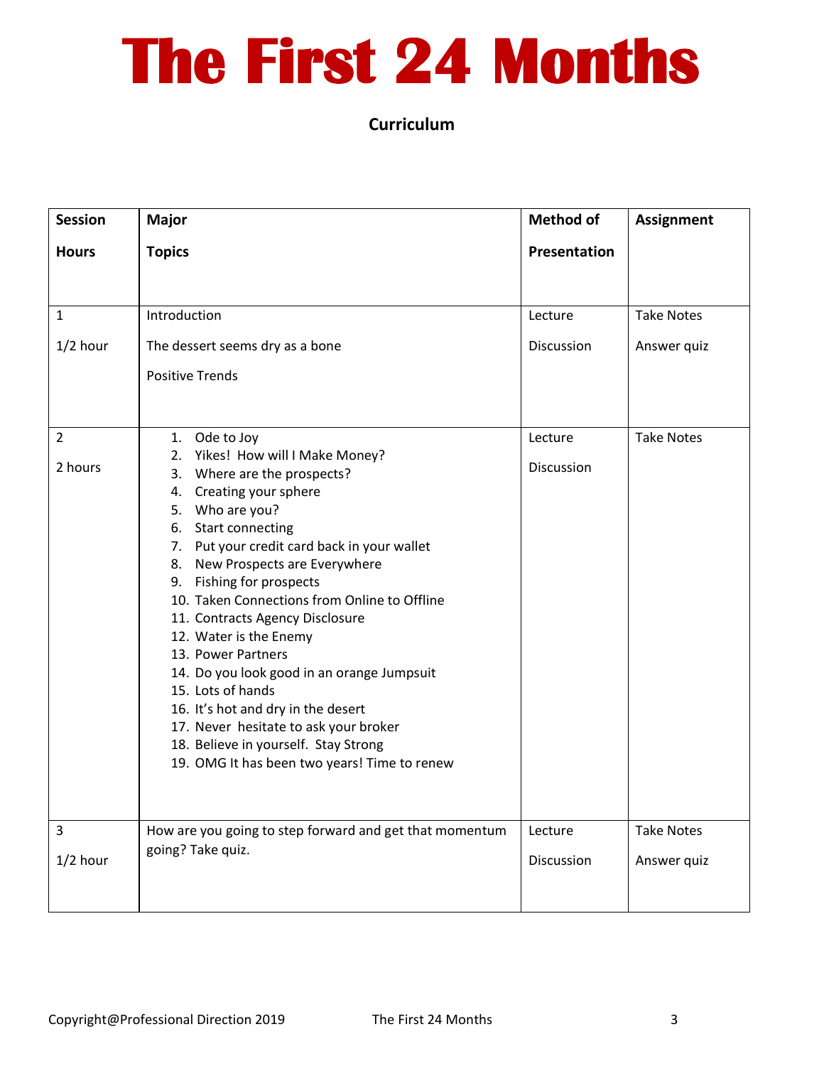# The First 24 Months

**Curriculum**

| Session Hours | Major Topics | Method of Presentation | Assignment |
|---|---|---|---|
| 1<br>1/2 hour | Introduction<br>The dessert seems dry as a bone<br>Positive Trends | Lecture<br>Discussion | Take Notes<br>Answer quiz |
| 2<br>2 hours | 1. Ode to Joy<br>2. Yikes! How will I Make Money?<br>3. Where are the prospects?<br>4. Creating your sphere<br>5. Who are you?<br>6. Start connecting<br>7. Put your credit card back in your wallet<br>8. New Prospects are Everywhere<br>9. Fishing for prospects<br>10. Taken Connections from Online to Offline<br>11. Contracts Agency Disclosure<br>12. Water is the Enemy<br>13. Power Partners<br>14. Do you look good in an orange Jumpsuit<br>15. Lots of hands<br>16. It's hot and dry in the desert<br>17. Never hesitate to ask your broker<br>18. Believe in yourself. Stay Strong<br>19. OMG It has been two years! Time to renew | Lecture<br>Discussion | Take Notes |
| 3<br>1/2 hour | How are you going to step forward and get that momentum going? Take quiz. | Lecture<br>Discussion | Take Notes<br>Answer quiz |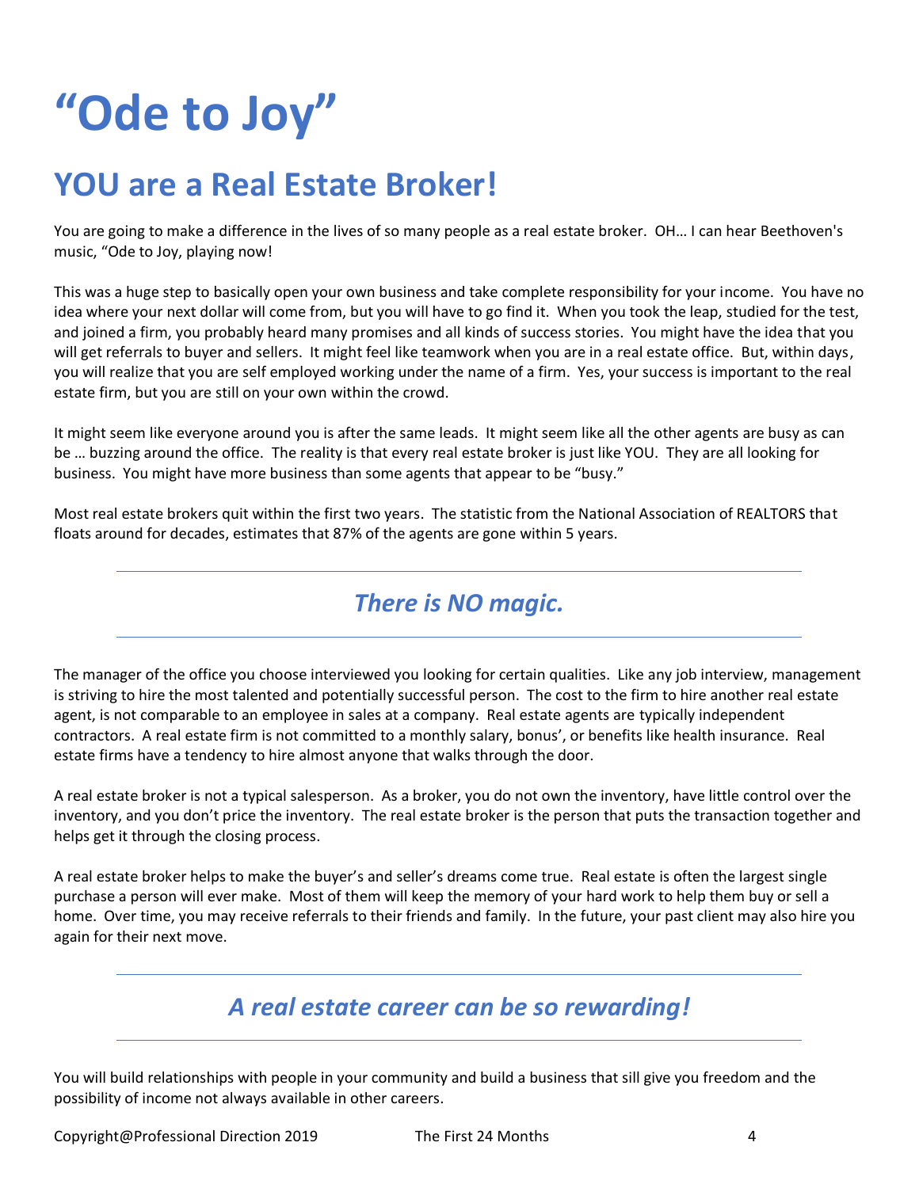# "Ode to Joy"

## YOU are a Real Estate Broker!

You are going to make a difference in the lives of so many people as a real estate broker. OH… I can hear Beethoven's music, "Ode to Joy, playing now!

This was a huge step to basically open your own business and take complete responsibility for your income. You have no idea where your next dollar will come from, but you will have to go find it. When you took the leap, studied for the test, and joined a firm, you probably heard many promises and all kinds of success stories. You might have the idea that you will get referrals to buyer and sellers. It might feel like teamwork when you are in a real estate office. But, within days, you will realize that you are self employed working under the name of a firm. Yes, your success is important to the real estate firm, but you are still on your own within the crowd.

It might seem like everyone around you is after the same leads. It might seem like all the other agents are busy as can be … buzzing around the office. The reality is that every real estate broker is just like YOU. They are all looking for business. You might have more business than some agents that appear to be "busy."

Most real estate brokers quit within the first two years. The statistic from the National Association of REALTORS that floats around for decades, estimates that 87% of the agents are gone within 5 years.

---

### *There is NO magic.*

---

The manager of the office you choose interviewed you looking for certain qualities. Like any job interview, management is striving to hire the most talented and potentially successful person. The cost to the firm to hire another real estate agent, is not comparable to an employee in sales at a company. Real estate agents are typically independent contractors. A real estate firm is not committed to a monthly salary, bonus', or benefits like health insurance. Real estate firms have a tendency to hire almost anyone that walks through the door.

A real estate broker is not a typical salesperson. As a broker, you do not own the inventory, have little control over the inventory, and you don't price the inventory. The real estate broker is the person that puts the transaction together and helps get it through the closing process.

A real estate broker helps to make the buyer's and seller's dreams come true. Real estate is often the largest single purchase a person will ever make. Most of them will keep the memory of your hard work to help them buy or sell a home. Over time, you may receive referrals to their friends and family. In the future, your past client may also hire you again for their next move.

---

### *A real estate career can be so rewarding!*

---

You will build relationships with people in your community and build a business that sill give you freedom and the possibility of income not always available in other careers.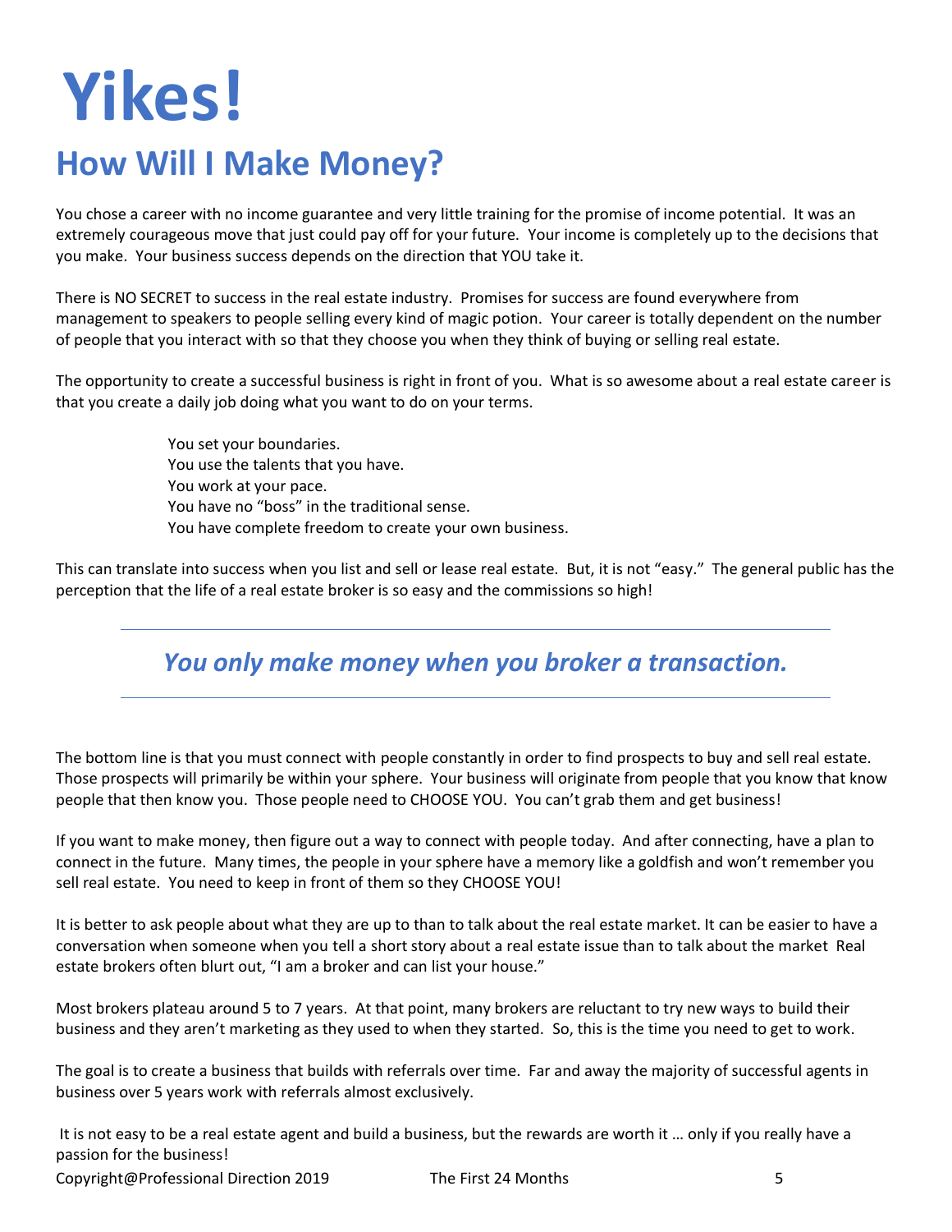# Yikes!

## How Will I Make Money?

You chose a career with no income guarantee and very little training for the promise of income potential. It was an extremely courageous move that just could pay off for your future. Your income is completely up to the decisions that you make. Your business success depends on the direction that YOU take it.

There is NO SECRET to success in the real estate industry. Promises for success are found everywhere from management to speakers to people selling every kind of magic potion. Your career is totally dependent on the number of people that you interact with so that they choose you when they think of buying or selling real estate.

The opportunity to create a successful business is right in front of you. What is so awesome about a real estate career is that you create a daily job doing what you want to do on your terms.

> You set your boundaries.
> You use the talents that you have.
> You work at your pace.
> You have no "boss" in the traditional sense.
> You have complete freedom to create your own business.

This can translate into success when you list and sell or lease real estate. But, it is not "easy." The general public has the perception that the life of a real estate broker is so easy and the commissions so high!

---

### *You only make money when you broker a transaction.*

---

The bottom line is that you must connect with people constantly in order to find prospects to buy and sell real estate. Those prospects will primarily be within your sphere. Your business will originate from people that you know that know people that then know you. Those people need to CHOOSE YOU. You can't grab them and get business!

If you want to make money, then figure out a way to connect with people today. And after connecting, have a plan to connect in the future. Many times, the people in your sphere have a memory like a goldfish and won't remember you sell real estate. You need to keep in front of them so they CHOOSE YOU!

It is better to ask people about what they are up to than to talk about the real estate market. It can be easier to have a conversation when someone when you tell a short story about a real estate issue than to talk about the market Real estate brokers often blurt out, "I am a broker and can list your house."

Most brokers plateau around 5 to 7 years. At that point, many brokers are reluctant to try new ways to build their business and they aren't marketing as they used to when they started. So, this is the time you need to get to work.

The goal is to create a business that builds with referrals over time. Far and away the majority of successful agents in business over 5 years work with referrals almost exclusively.

It is not easy to be a real estate agent and build a business, but the rewards are worth it … only if you really have a passion for the business!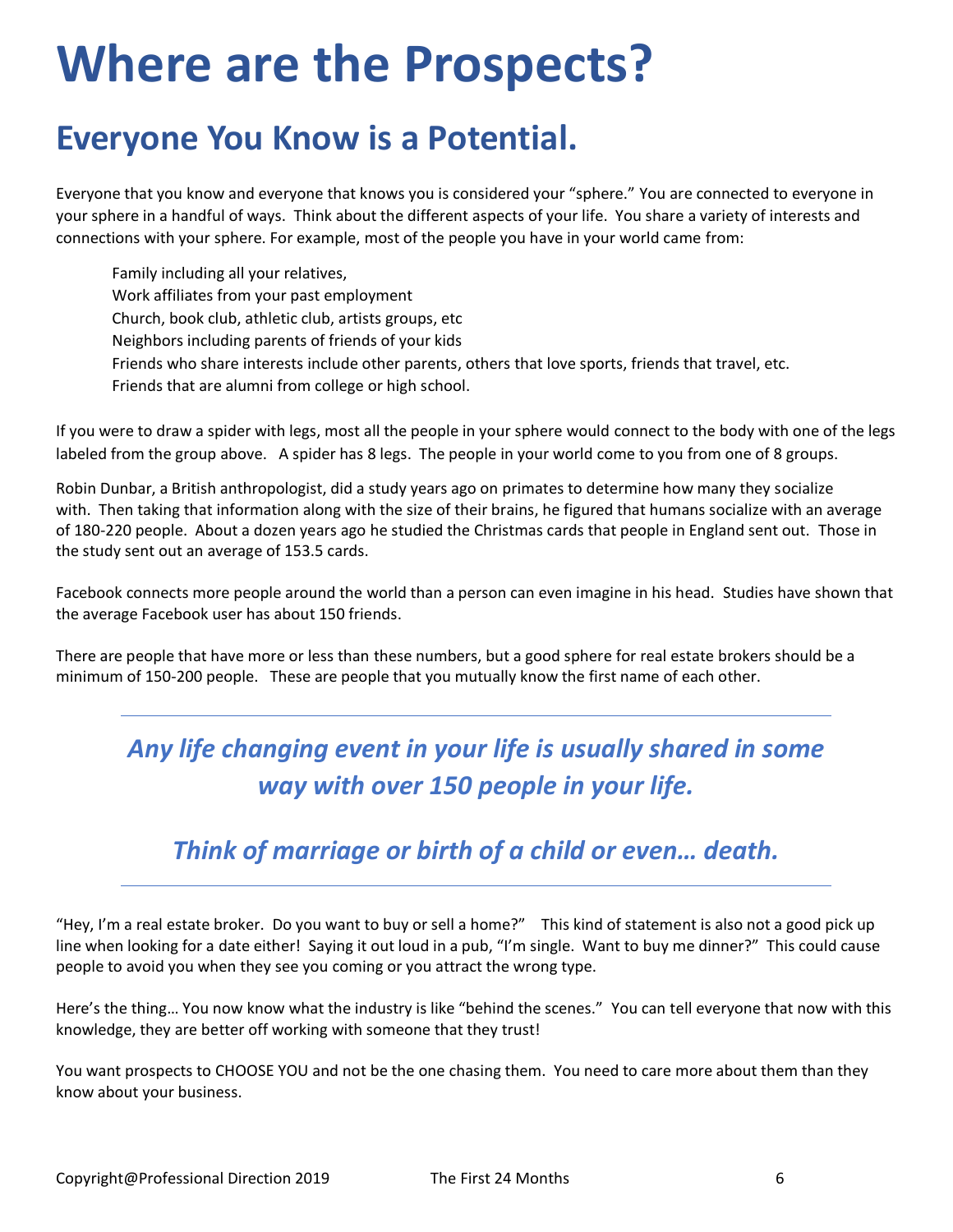# Where are the Prospects?

## Everyone You Know is a Potential.

Everyone that you know and everyone that knows you is considered your "sphere." You are connected to everyone in your sphere in a handful of ways. Think about the different aspects of your life. You share a variety of interests and connections with your sphere. For example, most of the people you have in your world came from:

- Family including all your relatives,
- Work affiliates from your past employment
- Church, book club, athletic club, artists groups, etc
- Neighbors including parents of friends of your kids
- Friends who share interests include other parents, others that love sports, friends that travel, etc.
- Friends that are alumni from college or high school.

If you were to draw a spider with legs, most all the people in your sphere would connect to the body with one of the legs labeled from the group above. A spider has 8 legs. The people in your world come to you from one of 8 groups.

Robin Dunbar, a British anthropologist, did a study years ago on primates to determine how many they socialize with. Then taking that information along with the size of their brains, he figured that humans socialize with an average of 180-220 people. About a dozen years ago he studied the Christmas cards that people in England sent out. Those in the study sent out an average of 153.5 cards.

Facebook connects more people around the world than a person can even imagine in his head. Studies have shown that the average Facebook user has about 150 friends.

There are people that have more or less than these numbers, but a good sphere for real estate brokers should be a minimum of 150-200 people. These are people that you mutually know the first name of each other.

---

***Any life changing event in your life is usually shared in some way with over 150 people in your life.***

***Think of marriage or birth of a child or even… death.***

---

"Hey, I'm a real estate broker. Do you want to buy or sell a home?" This kind of statement is also not a good pick up line when looking for a date either! Saying it out loud in a pub, "I'm single. Want to buy me dinner?" This could cause people to avoid you when they see you coming or you attract the wrong type.

Here's the thing… You now know what the industry is like "behind the scenes." You can tell everyone that now with this knowledge, they are better off working with someone that they trust!

You want prospects to CHOOSE YOU and not be the one chasing them. You need to care more about them than they know about your business.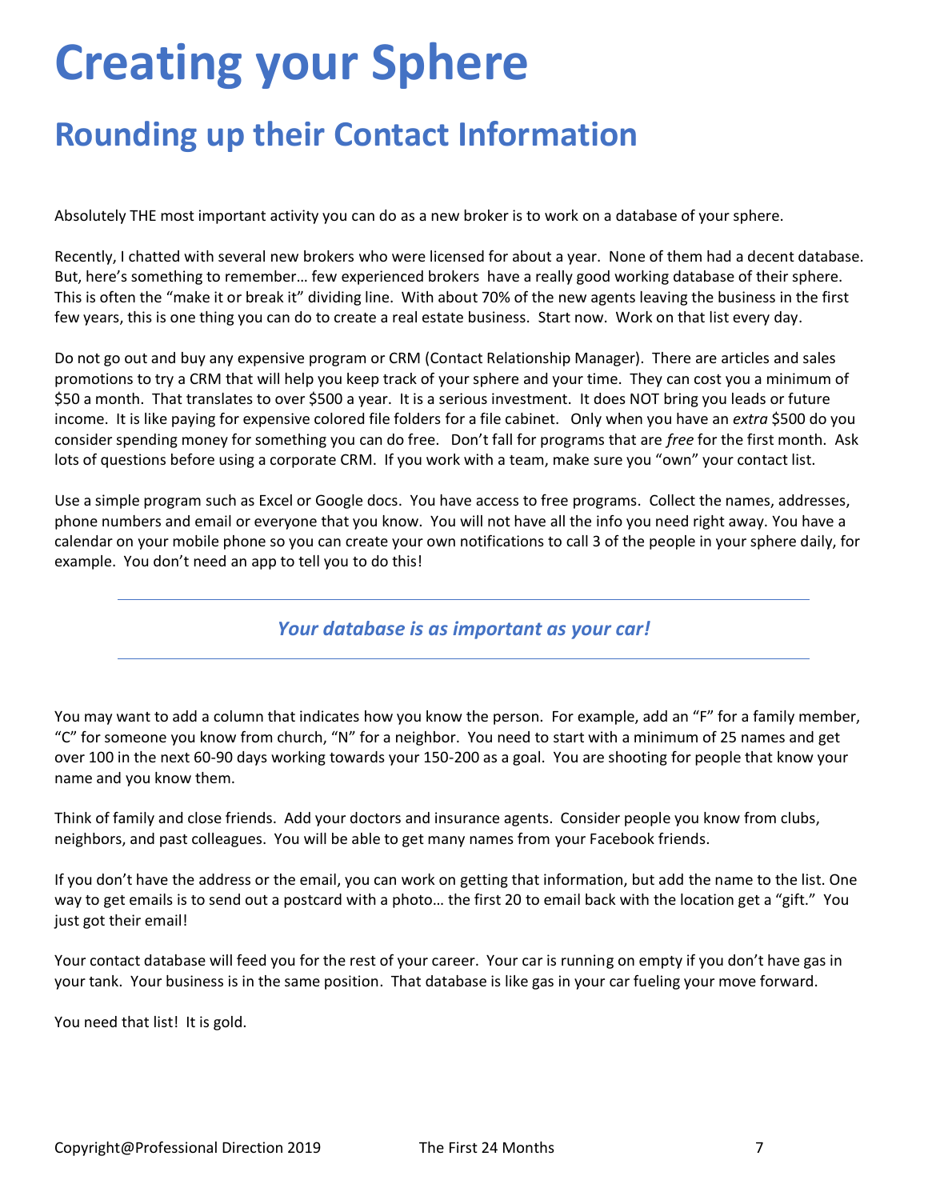# Creating your Sphere

## Rounding up their Contact Information

Absolutely THE most important activity you can do as a new broker is to work on a database of your sphere.

Recently, I chatted with several new brokers who were licensed for about a year. None of them had a decent database. But, here's something to remember… few experienced brokers have a really good working database of their sphere. This is often the "make it or break it" dividing line. With about 70% of the new agents leaving the business in the first few years, this is one thing you can do to create a real estate business. Start now. Work on that list every day.

Do not go out and buy any expensive program or CRM (Contact Relationship Manager). There are articles and sales promotions to try a CRM that will help you keep track of your sphere and your time. They can cost you a minimum of $50 a month. That translates to over $500 a year. It is a serious investment. It does NOT bring you leads or future income. It is like paying for expensive colored file folders for a file cabinet. Only when you have an *extra* $500 do you consider spending money for something you can do free. Don't fall for programs that are *free* for the first month. Ask lots of questions before using a corporate CRM. If you work with a team, make sure you "own" your contact list.

Use a simple program such as Excel or Google docs. You have access to free programs. Collect the names, addresses, phone numbers and email or everyone that you know. You will not have all the info you need right away. You have a calendar on your mobile phone so you can create your own notifications to call 3 of the people in your sphere daily, for example. You don't need an app to tell you to do this!

---

***Your database is as important as your car!***

---

You may want to add a column that indicates how you know the person. For example, add an "F" for a family member, "C" for someone you know from church, "N" for a neighbor. You need to start with a minimum of 25 names and get over 100 in the next 60-90 days working towards your 150-200 as a goal. You are shooting for people that know your name and you know them.

Think of family and close friends. Add your doctors and insurance agents. Consider people you know from clubs, neighbors, and past colleagues. You will be able to get many names from your Facebook friends.

If you don't have the address or the email, you can work on getting that information, but add the name to the list. One way to get emails is to send out a postcard with a photo… the first 20 to email back with the location get a "gift." You just got their email!

Your contact database will feed you for the rest of your career. Your car is running on empty if you don't have gas in your tank. Your business is in the same position. That database is like gas in your car fueling your move forward.

You need that list! It is gold.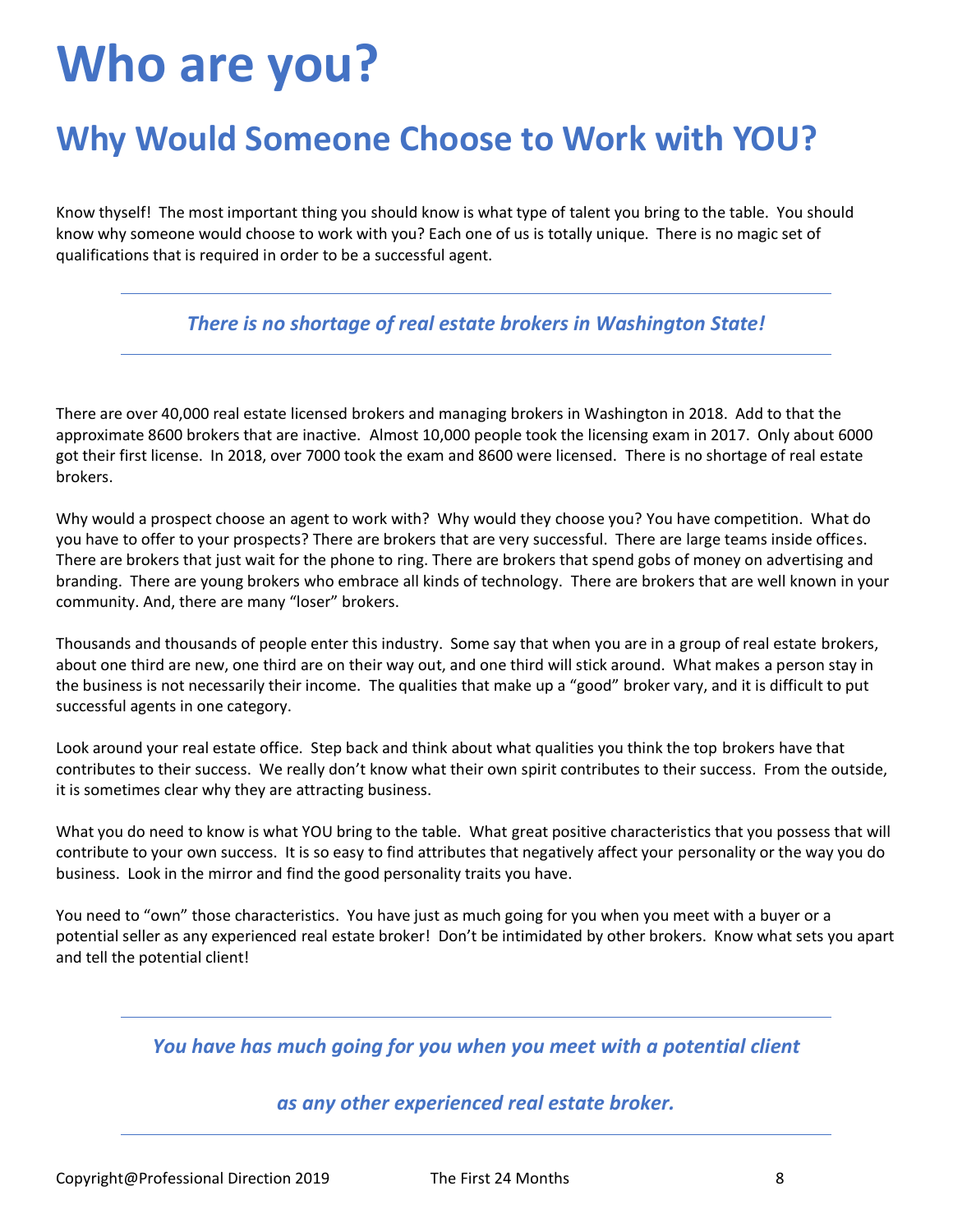# Who are you?

## Why Would Someone Choose to Work with YOU?

Know thyself! The most important thing you should know is what type of talent you bring to the table. You should know why someone would choose to work with you? Each one of us is totally unique. There is no magic set of qualifications that is required in order to be a successful agent.

---

***There is no shortage of real estate brokers in Washington State!***

---

There are over 40,000 real estate licensed brokers and managing brokers in Washington in 2018. Add to that the approximate 8600 brokers that are inactive. Almost 10,000 people took the licensing exam in 2017. Only about 6000 got their first license. In 2018, over 7000 took the exam and 8600 were licensed. There is no shortage of real estate brokers.

Why would a prospect choose an agent to work with? Why would they choose you? You have competition. What do you have to offer to your prospects? There are brokers that are very successful. There are large teams inside offices. There are brokers that just wait for the phone to ring. There are brokers that spend gobs of money on advertising and branding. There are young brokers who embrace all kinds of technology. There are brokers that are well known in your community. And, there are many "loser" brokers.

Thousands and thousands of people enter this industry. Some say that when you are in a group of real estate brokers, about one third are new, one third are on their way out, and one third will stick around. What makes a person stay in the business is not necessarily their income. The qualities that make up a "good" broker vary, and it is difficult to put successful agents in one category.

Look around your real estate office. Step back and think about what qualities you think the top brokers have that contributes to their success. We really don't know what their own spirit contributes to their success. From the outside, it is sometimes clear why they are attracting business.

What you do need to know is what YOU bring to the table. What great positive characteristics that you possess that will contribute to your own success. It is so easy to find attributes that negatively affect your personality or the way you do business. Look in the mirror and find the good personality traits you have.

You need to "own" those characteristics. You have just as much going for you when you meet with a buyer or a potential seller as any experienced real estate broker! Don't be intimidated by other brokers. Know what sets you apart and tell the potential client!

---

***You have has much going for you when you meet with a potential client***

***as any other experienced real estate broker.***

---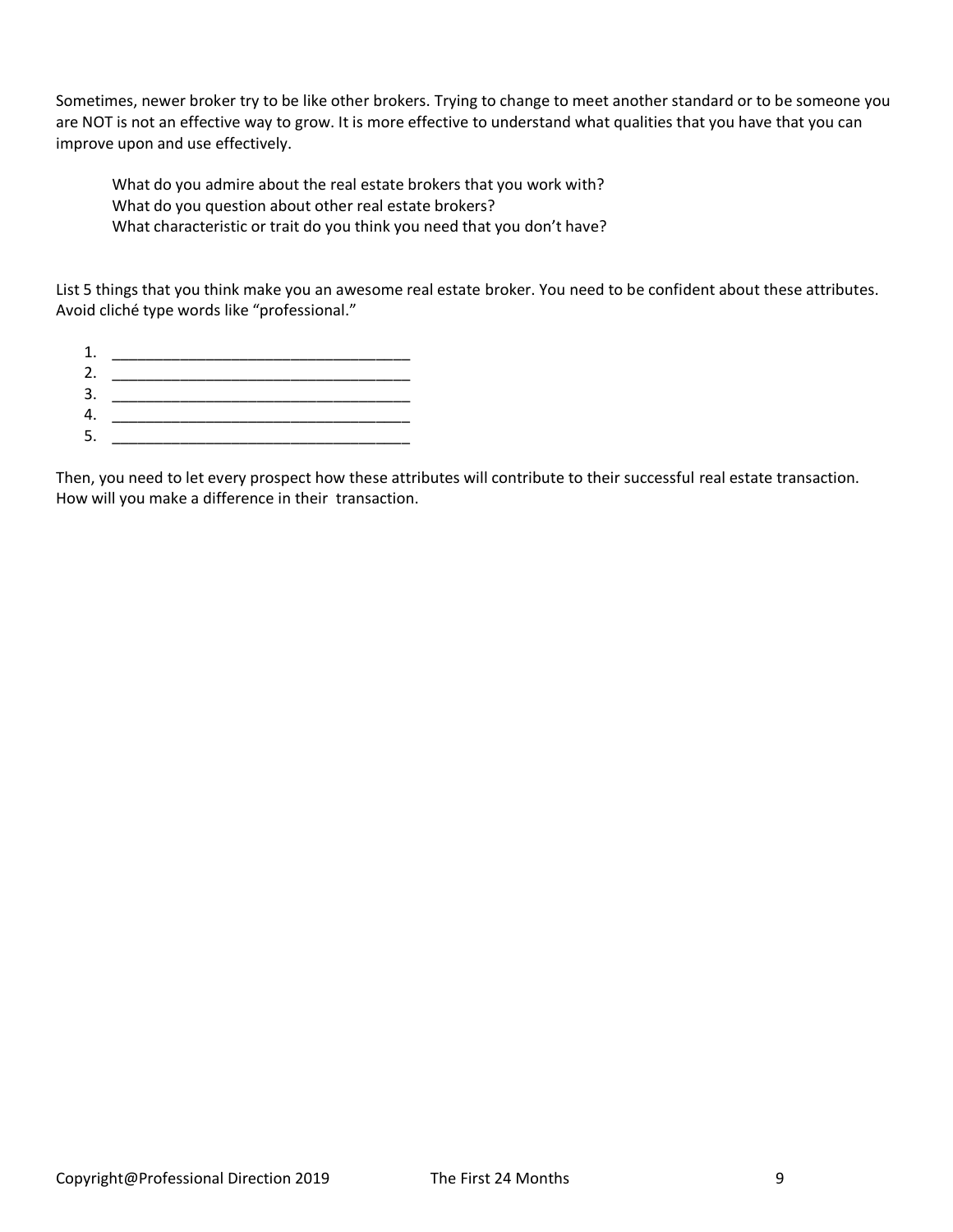Sometimes, newer broker try to be like other brokers. Trying to change to meet another standard or to be someone you are NOT is not an effective way to grow. It is more effective to understand what qualities that you have that you can improve upon and use effectively.

What do you admire about the real estate brokers that you work with?
What do you question about other real estate brokers?
What characteristic or trait do you think you need that you don't have?

List 5 things that you think make you an awesome real estate broker. You need to be confident about these attributes. Avoid cliché type words like "professional."

1. ___________________________________
2. ___________________________________
3. ___________________________________
4. ___________________________________
5. ___________________________________

Then, you need to let every prospect how these attributes will contribute to their successful real estate transaction. How will you make a difference in their transaction.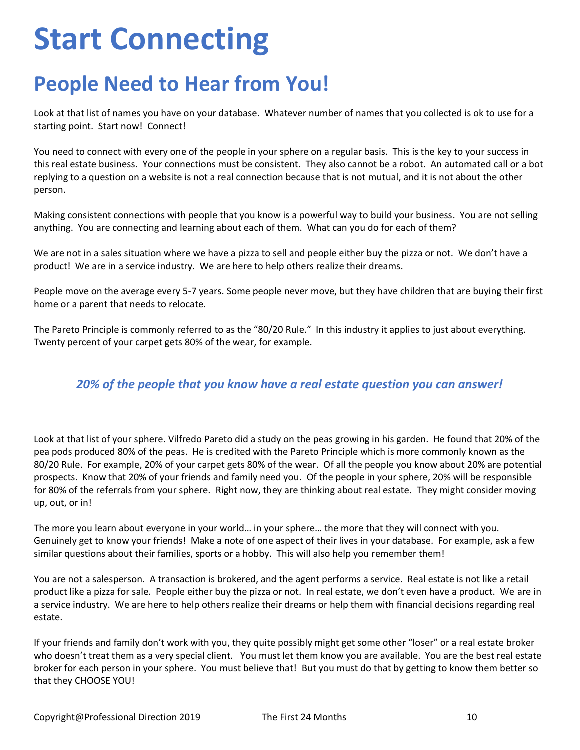# Start Connecting

## People Need to Hear from You!

Look at that list of names you have on your database. Whatever number of names that you collected is ok to use for a starting point. Start now! Connect!

You need to connect with every one of the people in your sphere on a regular basis. This is the key to your success in this real estate business. Your connections must be consistent. They also cannot be a robot. An automated call or a bot replying to a question on a website is not a real connection because that is not mutual, and it is not about the other person.

Making consistent connections with people that you know is a powerful way to build your business. You are not selling anything. You are connecting and learning about each of them. What can you do for each of them?

We are not in a sales situation where we have a pizza to sell and people either buy the pizza or not. We don't have a product! We are in a service industry. We are here to help others realize their dreams.

People move on the average every 5-7 years. Some people never move, but they have children that are buying their first home or a parent that needs to relocate.

The Pareto Principle is commonly referred to as the "80/20 Rule." In this industry it applies to just about everything. Twenty percent of your carpet gets 80% of the wear, for example.

---

***20% of the people that you know have a real estate question you can answer!***

---

Look at that list of your sphere. Vilfredo Pareto did a study on the peas growing in his garden. He found that 20% of the pea pods produced 80% of the peas. He is credited with the Pareto Principle which is more commonly known as the 80/20 Rule. For example, 20% of your carpet gets 80% of the wear. Of all the people you know about 20% are potential prospects. Know that 20% of your friends and family need you. Of the people in your sphere, 20% will be responsible for 80% of the referrals from your sphere. Right now, they are thinking about real estate. They might consider moving up, out, or in!

The more you learn about everyone in your world… in your sphere… the more that they will connect with you. Genuinely get to know your friends! Make a note of one aspect of their lives in your database. For example, ask a few similar questions about their families, sports or a hobby. This will also help you remember them!

You are not a salesperson. A transaction is brokered, and the agent performs a service. Real estate is not like a retail product like a pizza for sale. People either buy the pizza or not. In real estate, we don't even have a product. We are in a service industry. We are here to help others realize their dreams or help them with financial decisions regarding real estate.

If your friends and family don't work with you, they quite possibly might get some other "loser" or a real estate broker who doesn't treat them as a very special client. You must let them know you are available. You are the best real estate broker for each person in your sphere. You must believe that! But you must do that by getting to know them better so that they CHOOSE YOU!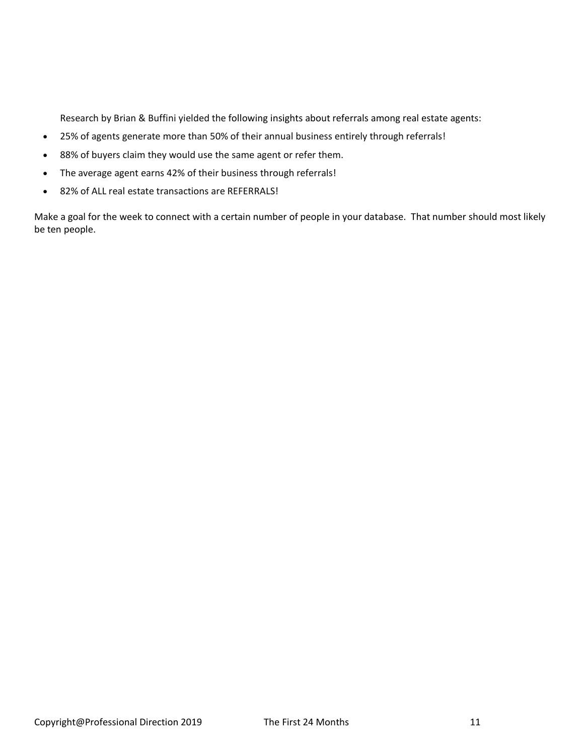Research by Brian & Buffini yielded the following insights about referrals among real estate agents:

- 25% of agents generate more than 50% of their annual business entirely through referrals!
- 88% of buyers claim they would use the same agent or refer them.
- The average agent earns 42% of their business through referrals!
- 82% of ALL real estate transactions are REFERRALS!

Make a goal for the week to connect with a certain number of people in your database. That number should most likely be ten people.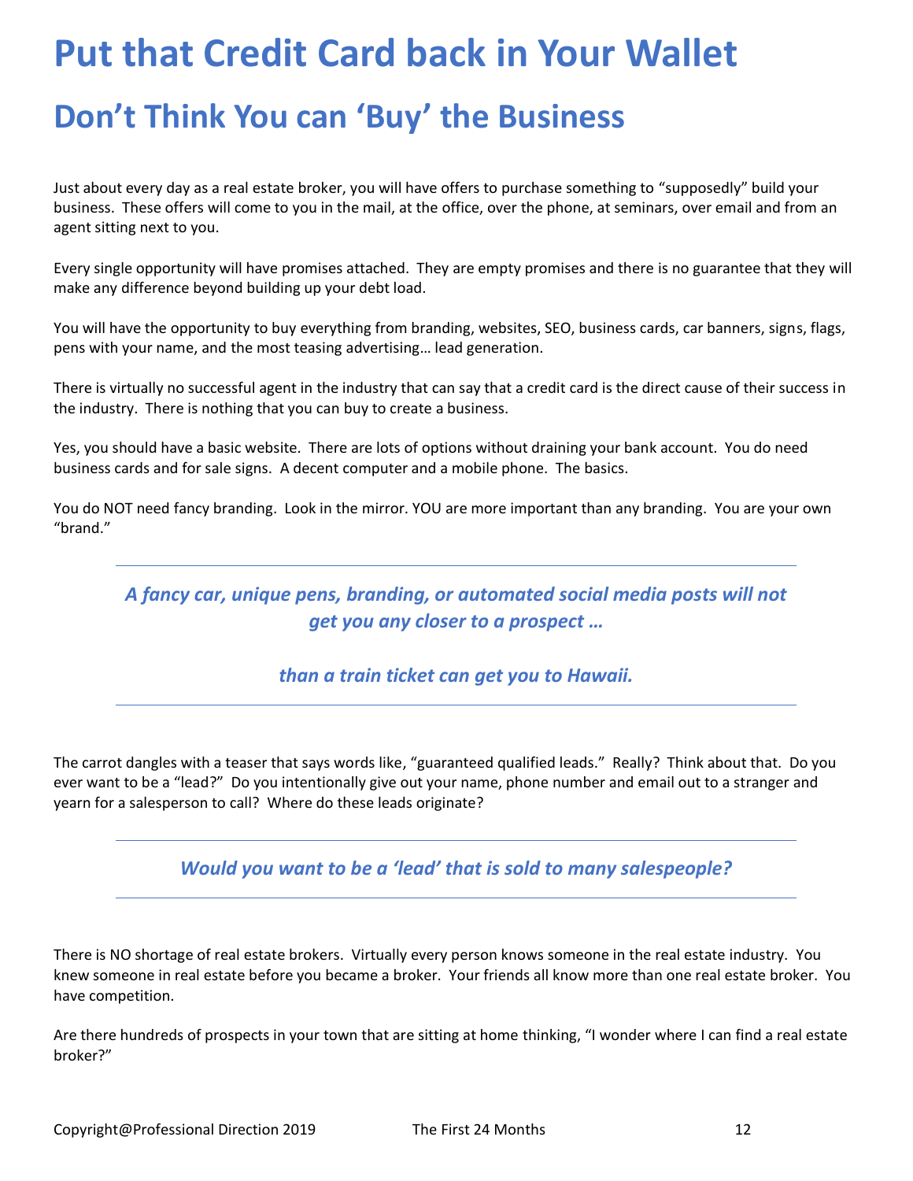# Put that Credit Card back in Your Wallet

## Don't Think You can 'Buy' the Business

Just about every day as a real estate broker, you will have offers to purchase something to "supposedly" build your business. These offers will come to you in the mail, at the office, over the phone, at seminars, over email and from an agent sitting next to you.

Every single opportunity will have promises attached. They are empty promises and there is no guarantee that they will make any difference beyond building up your debt load.

You will have the opportunity to buy everything from branding, websites, SEO, business cards, car banners, signs, flags, pens with your name, and the most teasing advertising… lead generation.

There is virtually no successful agent in the industry that can say that a credit card is the direct cause of their success in the industry. There is nothing that you can buy to create a business.

Yes, you should have a basic website. There are lots of options without draining your bank account. You do need business cards and for sale signs. A decent computer and a mobile phone. The basics.

You do NOT need fancy branding. Look in the mirror. YOU are more important than any branding. You are your own "brand."

---

***A fancy car, unique pens, branding, or automated social media posts will not get you any closer to a prospect …***

***than a train ticket can get you to Hawaii.***

---

The carrot dangles with a teaser that says words like, "guaranteed qualified leads." Really? Think about that. Do you ever want to be a "lead?" Do you intentionally give out your name, phone number and email out to a stranger and yearn for a salesperson to call? Where do these leads originate?

---

***Would you want to be a 'lead' that is sold to many salespeople?***

---

There is NO shortage of real estate brokers. Virtually every person knows someone in the real estate industry. You knew someone in real estate before you became a broker. Your friends all know more than one real estate broker. You have competition.

Are there hundreds of prospects in your town that are sitting at home thinking, "I wonder where I can find a real estate broker?"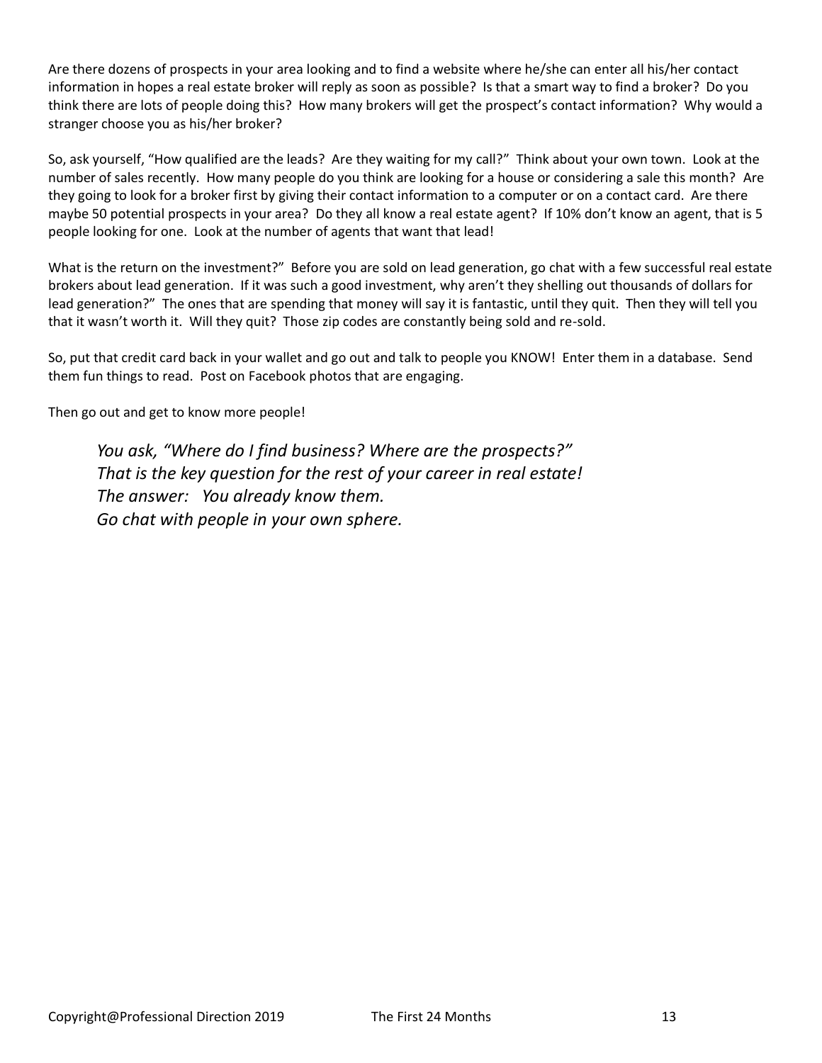Are there dozens of prospects in your area looking and to find a website where he/she can enter all his/her contact information in hopes a real estate broker will reply as soon as possible? Is that a smart way to find a broker? Do you think there are lots of people doing this? How many brokers will get the prospect's contact information? Why would a stranger choose you as his/her broker?

So, ask yourself, "How qualified are the leads? Are they waiting for my call?" Think about your own town. Look at the number of sales recently. How many people do you think are looking for a house or considering a sale this month? Are they going to look for a broker first by giving their contact information to a computer or on a contact card. Are there maybe 50 potential prospects in your area? Do they all know a real estate agent? If 10% don't know an agent, that is 5 people looking for one. Look at the number of agents that want that lead!

What is the return on the investment?" Before you are sold on lead generation, go chat with a few successful real estate brokers about lead generation. If it was such a good investment, why aren't they shelling out thousands of dollars for lead generation?" The ones that are spending that money will say it is fantastic, until they quit. Then they will tell you that it wasn't worth it. Will they quit? Those zip codes are constantly being sold and re-sold.

So, put that credit card back in your wallet and go out and talk to people you KNOW! Enter them in a database. Send them fun things to read. Post on Facebook photos that are engaging.

Then go out and get to know more people!

> *You ask, "Where do I find business? Where are the prospects?"*
> *That is the key question for the rest of your career in real estate!*
> *The answer: You already know them.*
> *Go chat with people in your own sphere.*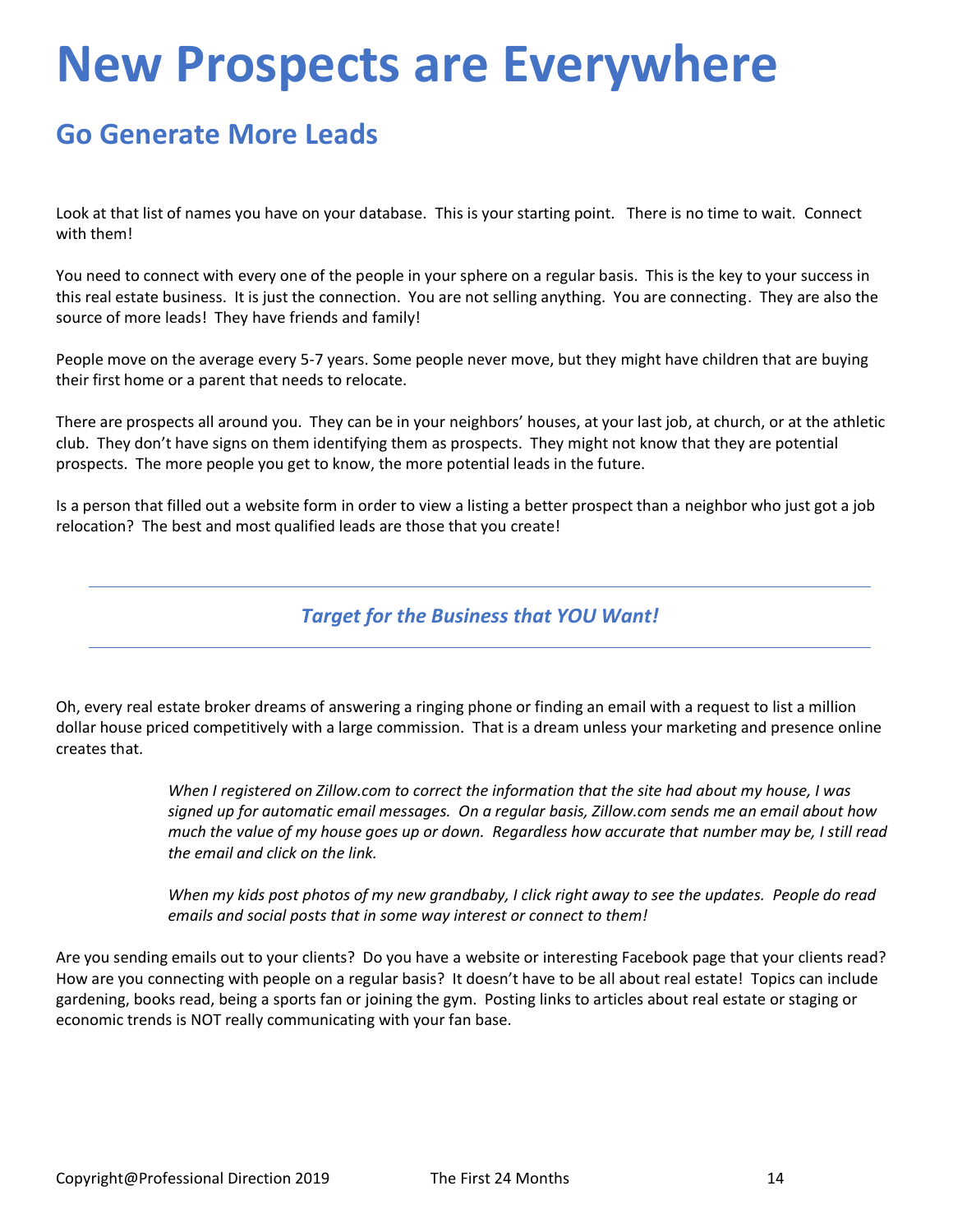# New Prospects are Everywhere

## Go Generate More Leads

Look at that list of names you have on your database. This is your starting point. There is no time to wait. Connect with them!

You need to connect with every one of the people in your sphere on a regular basis. This is the key to your success in this real estate business. It is just the connection. You are not selling anything. You are connecting. They are also the source of more leads! They have friends and family!

People move on the average every 5-7 years. Some people never move, but they might have children that are buying their first home or a parent that needs to relocate.

There are prospects all around you. They can be in your neighbors' houses, at your last job, at church, or at the athletic club. They don't have signs on them identifying them as prospects. They might not know that they are potential prospects. The more people you get to know, the more potential leads in the future.

Is a person that filled out a website form in order to view a listing a better prospect than a neighbor who just got a job relocation? The best and most qualified leads are those that you create!

---

***Target for the Business that YOU Want!***

---

Oh, every real estate broker dreams of answering a ringing phone or finding an email with a request to list a million dollar house priced competitively with a large commission. That is a dream unless your marketing and presence online creates that.

> *When I registered on Zillow.com to correct the information that the site had about my house, I was signed up for automatic email messages. On a regular basis, Zillow.com sends me an email about how much the value of my house goes up or down. Regardless how accurate that number may be, I still read the email and click on the link.*
>
> *When my kids post photos of my new grandbaby, I click right away to see the updates. People do read emails and social posts that in some way interest or connect to them!*

Are you sending emails out to your clients? Do you have a website or interesting Facebook page that your clients read? How are you connecting with people on a regular basis? It doesn't have to be all about real estate! Topics can include gardening, books read, being a sports fan or joining the gym. Posting links to articles about real estate or staging or economic trends is NOT really communicating with your fan base.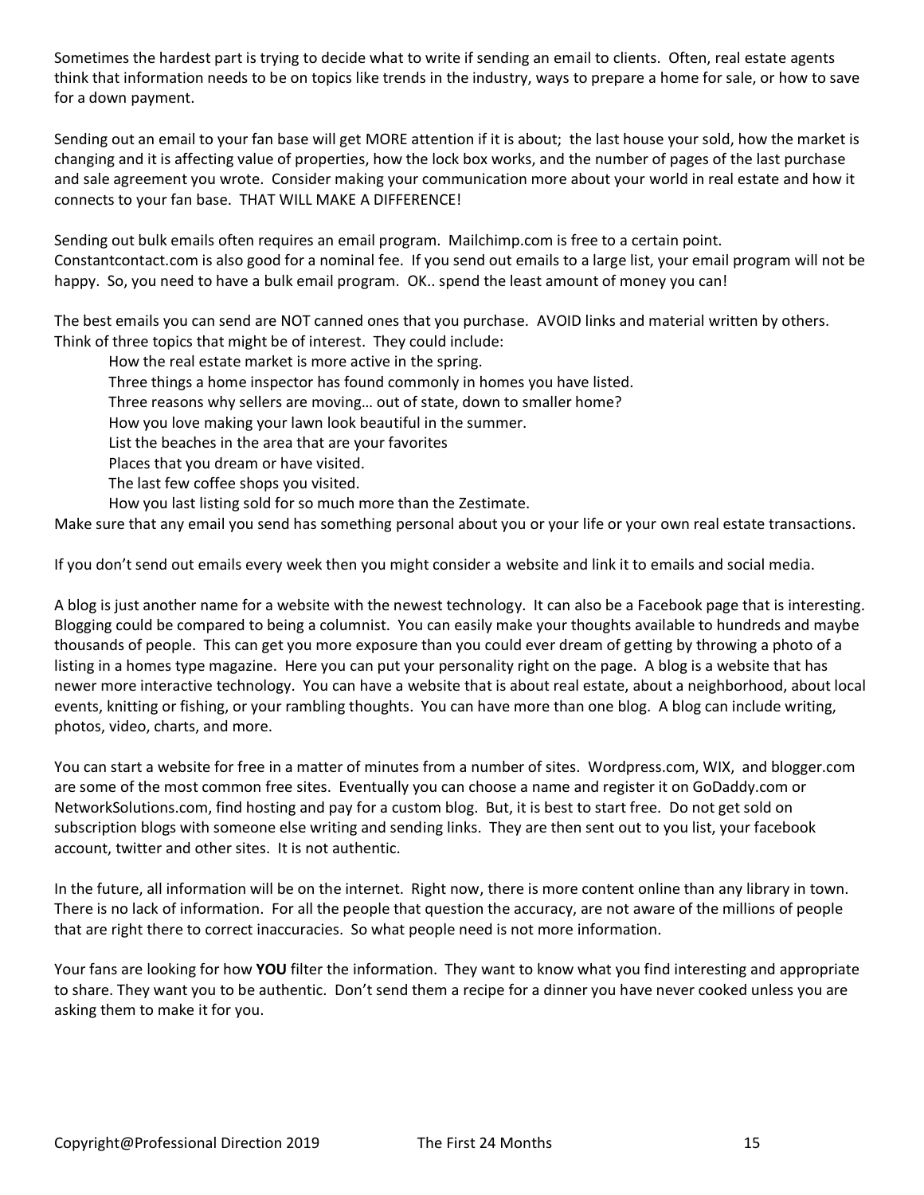Sometimes the hardest part is trying to decide what to write if sending an email to clients. Often, real estate agents think that information needs to be on topics like trends in the industry, ways to prepare a home for sale, or how to save for a down payment.

Sending out an email to your fan base will get MORE attention if it is about; the last house your sold, how the market is changing and it is affecting value of properties, how the lock box works, and the number of pages of the last purchase and sale agreement you wrote. Consider making your communication more about your world in real estate and how it connects to your fan base. THAT WILL MAKE A DIFFERENCE!

Sending out bulk emails often requires an email program. Mailchimp.com is free to a certain point. Constantcontact.com is also good for a nominal fee. If you send out emails to a large list, your email program will not be happy. So, you need to have a bulk email program. OK.. spend the least amount of money you can!

The best emails you can send are NOT canned ones that you purchase. AVOID links and material written by others. Think of three topics that might be of interest. They could include:

- How the real estate market is more active in the spring.
- Three things a home inspector has found commonly in homes you have listed.
- Three reasons why sellers are moving… out of state, down to smaller home?
- How you love making your lawn look beautiful in the summer.
- List the beaches in the area that are your favorites
- Places that you dream or have visited.
- The last few coffee shops you visited.
- How you last listing sold for so much more than the Zestimate.

Make sure that any email you send has something personal about you or your life or your own real estate transactions.

If you don't send out emails every week then you might consider a website and link it to emails and social media.

A blog is just another name for a website with the newest technology. It can also be a Facebook page that is interesting. Blogging could be compared to being a columnist. You can easily make your thoughts available to hundreds and maybe thousands of people. This can get you more exposure than you could ever dream of getting by throwing a photo of a listing in a homes type magazine. Here you can put your personality right on the page. A blog is a website that has newer more interactive technology. You can have a website that is about real estate, about a neighborhood, about local events, knitting or fishing, or your rambling thoughts. You can have more than one blog. A blog can include writing, photos, video, charts, and more.

You can start a website for free in a matter of minutes from a number of sites. Wordpress.com, WIX, and blogger.com are some of the most common free sites. Eventually you can choose a name and register it on GoDaddy.com or NetworkSolutions.com, find hosting and pay for a custom blog. But, it is best to start free. Do not get sold on subscription blogs with someone else writing and sending links. They are then sent out to you list, your facebook account, twitter and other sites. It is not authentic.

In the future, all information will be on the internet. Right now, there is more content online than any library in town. There is no lack of information. For all the people that question the accuracy, are not aware of the millions of people that are right there to correct inaccuracies. So what people need is not more information.

Your fans are looking for how **YOU** filter the information. They want to know what you find interesting and appropriate to share. They want you to be authentic. Don't send them a recipe for a dinner you have never cooked unless you are asking them to make it for you.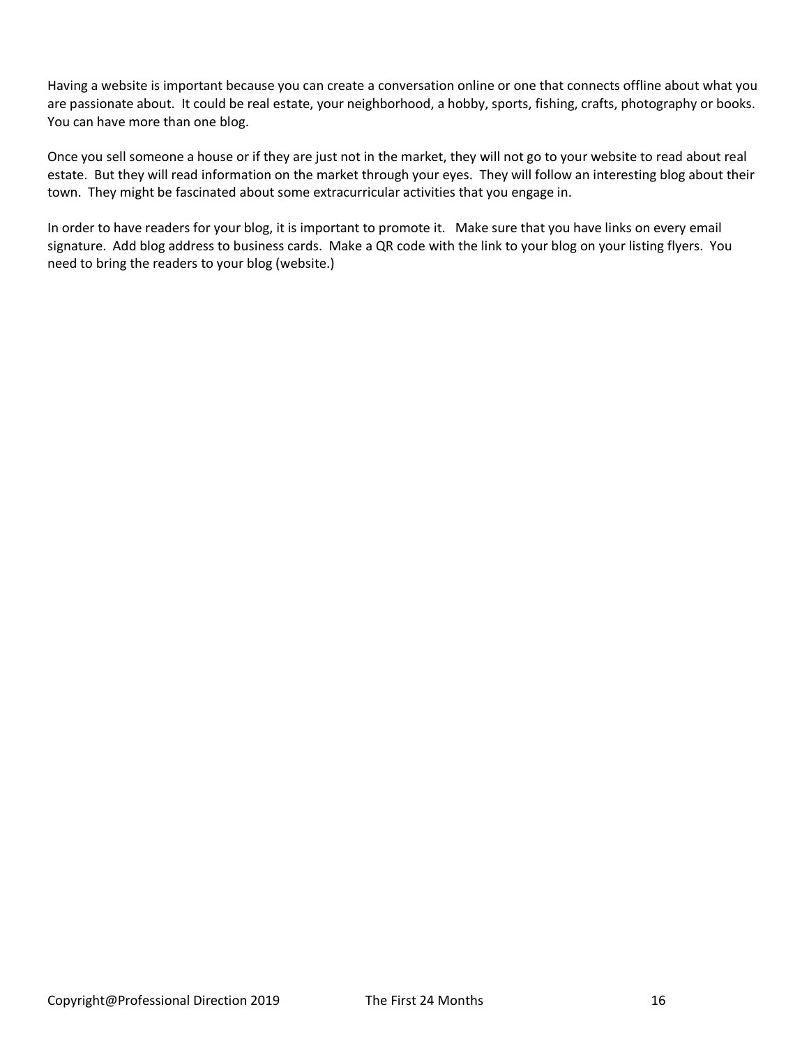Having a website is important because you can create a conversation online or one that connects offline about what you are passionate about. It could be real estate, your neighborhood, a hobby, sports, fishing, crafts, photography or books. You can have more than one blog.

Once you sell someone a house or if they are just not in the market, they will not go to your website to read about real estate. But they will read information on the market through your eyes. They will follow an interesting blog about their town. They might be fascinated about some extracurricular activities that you engage in.

In order to have readers for your blog, it is important to promote it. Make sure that you have links on every email signature. Add blog address to business cards. Make a QR code with the link to your blog on your listing flyers. You need to bring the readers to your blog (website.)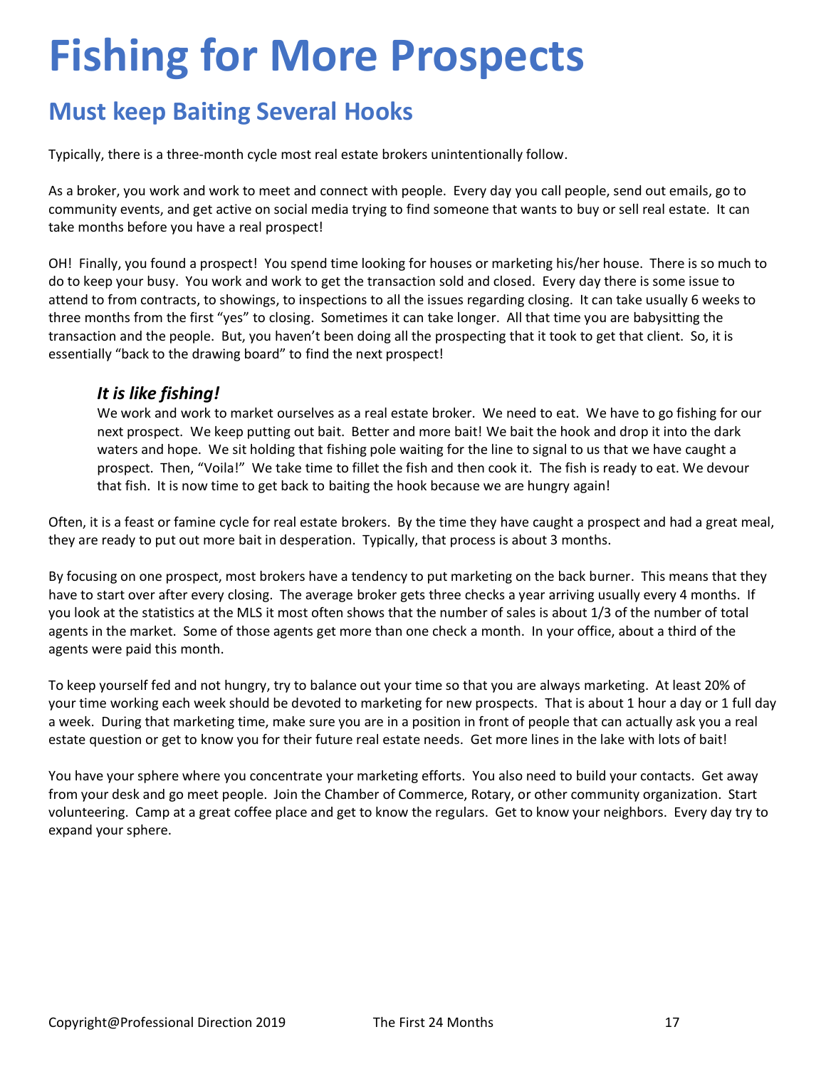# Fishing for More Prospects

## Must keep Baiting Several Hooks

Typically, there is a three-month cycle most real estate brokers unintentionally follow.

As a broker, you work and work to meet and connect with people. Every day you call people, send out emails, go to community events, and get active on social media trying to find someone that wants to buy or sell real estate. It can take months before you have a real prospect!

OH! Finally, you found a prospect! You spend time looking for houses or marketing his/her house. There is so much to do to keep your busy. You work and work to get the transaction sold and closed. Every day there is some issue to attend to from contracts, to showings, to inspections to all the issues regarding closing. It can take usually 6 weeks to three months from the first "yes" to closing. Sometimes it can take longer. All that time you are babysitting the transaction and the people. But, you haven't been doing all the prospecting that it took to get that client. So, it is essentially "back to the drawing board" to find the next prospect!

### *It is like fishing!*

We work and work to market ourselves as a real estate broker. We need to eat. We have to go fishing for our next prospect. We keep putting out bait. Better and more bait! We bait the hook and drop it into the dark waters and hope. We sit holding that fishing pole waiting for the line to signal to us that we have caught a prospect. Then, "Voila!" We take time to fillet the fish and then cook it. The fish is ready to eat. We devour that fish. It is now time to get back to baiting the hook because we are hungry again!

Often, it is a feast or famine cycle for real estate brokers. By the time they have caught a prospect and had a great meal, they are ready to put out more bait in desperation. Typically, that process is about 3 months.

By focusing on one prospect, most brokers have a tendency to put marketing on the back burner. This means that they have to start over after every closing. The average broker gets three checks a year arriving usually every 4 months. If you look at the statistics at the MLS it most often shows that the number of sales is about 1/3 of the number of total agents in the market. Some of those agents get more than one check a month. In your office, about a third of the agents were paid this month.

To keep yourself fed and not hungry, try to balance out your time so that you are always marketing. At least 20% of your time working each week should be devoted to marketing for new prospects. That is about 1 hour a day or 1 full day a week. During that marketing time, make sure you are in a position in front of people that can actually ask you a real estate question or get to know you for their future real estate needs. Get more lines in the lake with lots of bait!

You have your sphere where you concentrate your marketing efforts. You also need to build your contacts. Get away from your desk and go meet people. Join the Chamber of Commerce, Rotary, or other community organization. Start volunteering. Camp at a great coffee place and get to know the regulars. Get to know your neighbors. Every day try to expand your sphere.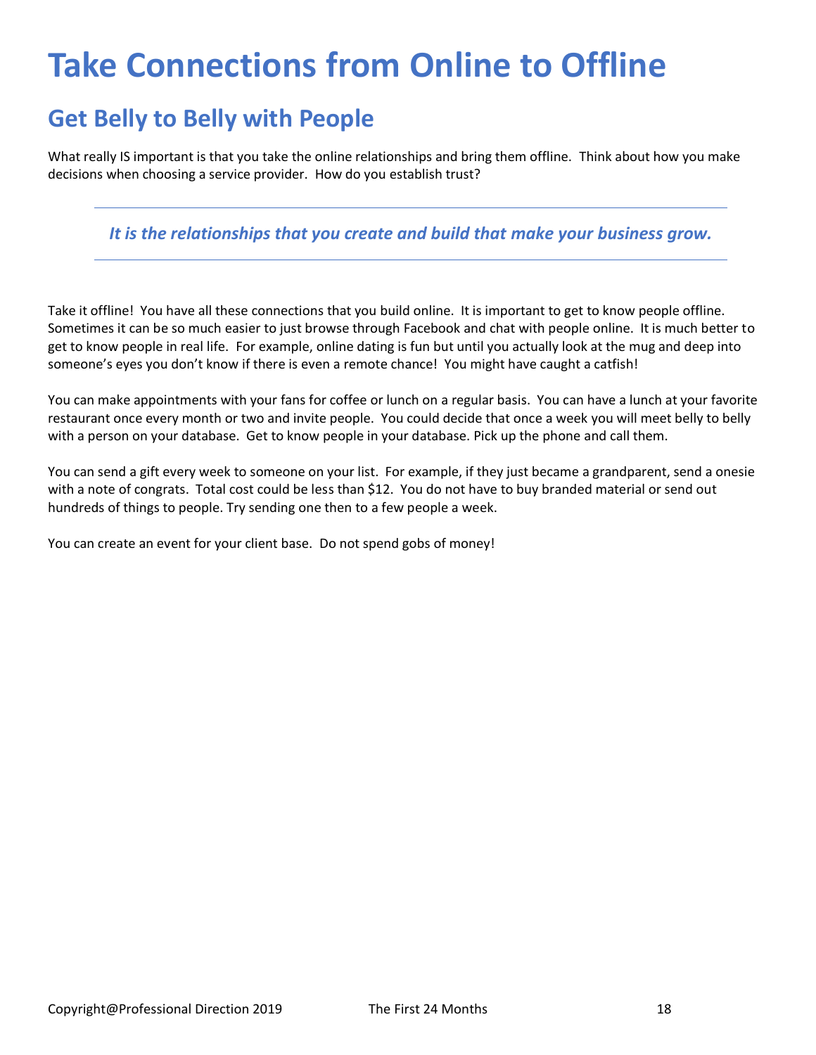# Take Connections from Online to Offline

## Get Belly to Belly with People

What really IS important is that you take the online relationships and bring them offline. Think about how you make decisions when choosing a service provider. How do you establish trust?

---

***It is the relationships that you create and build that make your business grow.***

---

Take it offline! You have all these connections that you build online. It is important to get to know people offline. Sometimes it can be so much easier to just browse through Facebook and chat with people online. It is much better to get to know people in real life. For example, online dating is fun but until you actually look at the mug and deep into someone's eyes you don't know if there is even a remote chance! You might have caught a catfish!

You can make appointments with your fans for coffee or lunch on a regular basis. You can have a lunch at your favorite restaurant once every month or two and invite people. You could decide that once a week you will meet belly to belly with a person on your database. Get to know people in your database. Pick up the phone and call them.

You can send a gift every week to someone on your list. For example, if they just became a grandparent, send a onesie with a note of congrats. Total cost could be less than $12. You do not have to buy branded material or send out hundreds of things to people. Try sending one then to a few people a week.

You can create an event for your client base. Do not spend gobs of money!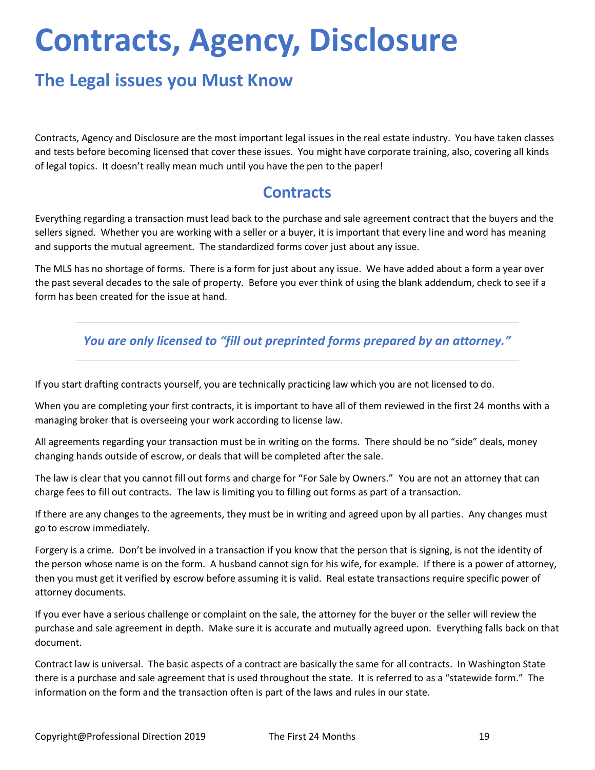# Contracts, Agency, Disclosure

## The Legal issues you Must Know

Contracts, Agency and Disclosure are the most important legal issues in the real estate industry. You have taken classes and tests before becoming licensed that cover these issues. You might have corporate training, also, covering all kinds of legal topics. It doesn't really mean much until you have the pen to the paper!

## Contracts

Everything regarding a transaction must lead back to the purchase and sale agreement contract that the buyers and the sellers signed. Whether you are working with a seller or a buyer, it is important that every line and word has meaning and supports the mutual agreement. The standardized forms cover just about any issue.

The MLS has no shortage of forms. There is a form for just about any issue. We have added about a form a year over the past several decades to the sale of property. Before you ever think of using the blank addendum, check to see if a form has been created for the issue at hand.

---

***You are only licensed to "fill out preprinted forms prepared by an attorney."***

---

If you start drafting contracts yourself, you are technically practicing law which you are not licensed to do.

When you are completing your first contracts, it is important to have all of them reviewed in the first 24 months with a managing broker that is overseeing your work according to license law.

All agreements regarding your transaction must be in writing on the forms. There should be no "side" deals, money changing hands outside of escrow, or deals that will be completed after the sale.

The law is clear that you cannot fill out forms and charge for "For Sale by Owners." You are not an attorney that can charge fees to fill out contracts. The law is limiting you to filling out forms as part of a transaction.

If there are any changes to the agreements, they must be in writing and agreed upon by all parties. Any changes must go to escrow immediately.

Forgery is a crime. Don't be involved in a transaction if you know that the person that is signing, is not the identity of the person whose name is on the form. A husband cannot sign for his wife, for example. If there is a power of attorney, then you must get it verified by escrow before assuming it is valid. Real estate transactions require specific power of attorney documents.

If you ever have a serious challenge or complaint on the sale, the attorney for the buyer or the seller will review the purchase and sale agreement in depth. Make sure it is accurate and mutually agreed upon. Everything falls back on that document.

Contract law is universal. The basic aspects of a contract are basically the same for all contracts. In Washington State there is a purchase and sale agreement that is used throughout the state. It is referred to as a "statewide form." The information on the form and the transaction often is part of the laws and rules in our state.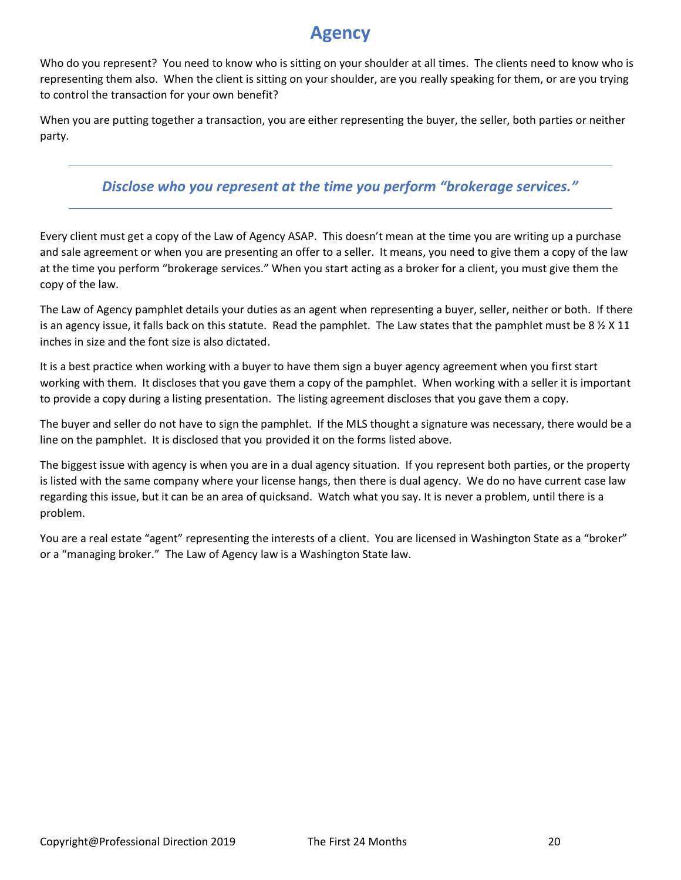# Agency

Who do you represent? You need to know who is sitting on your shoulder at all times. The clients need to know who is representing them also. When the client is sitting on your shoulder, are you really speaking for them, or are you trying to control the transaction for your own benefit?

When you are putting together a transaction, you are either representing the buyer, the seller, both parties or neither party.

---

***Disclose who you represent at the time you perform "brokerage services."***

---

Every client must get a copy of the Law of Agency ASAP. This doesn't mean at the time you are writing up a purchase and sale agreement or when you are presenting an offer to a seller. It means, you need to give them a copy of the law at the time you perform "brokerage services." When you start acting as a broker for a client, you must give them the copy of the law.

The Law of Agency pamphlet details your duties as an agent when representing a buyer, seller, neither or both. If there is an agency issue, it falls back on this statute. Read the pamphlet. The Law states that the pamphlet must be 8 ½ X 11 inches in size and the font size is also dictated.

It is a best practice when working with a buyer to have them sign a buyer agency agreement when you first start working with them. It discloses that you gave them a copy of the pamphlet. When working with a seller it is important to provide a copy during a listing presentation. The listing agreement discloses that you gave them a copy.

The buyer and seller do not have to sign the pamphlet. If the MLS thought a signature was necessary, there would be a line on the pamphlet. It is disclosed that you provided it on the forms listed above.

The biggest issue with agency is when you are in a dual agency situation. If you represent both parties, or the property is listed with the same company where your license hangs, then there is dual agency. We do no have current case law regarding this issue, but it can be an area of quicksand. Watch what you say. It is never a problem, until there is a problem.

You are a real estate "agent" representing the interests of a client. You are licensed in Washington State as a "broker" or a "managing broker." The Law of Agency law is a Washington State law.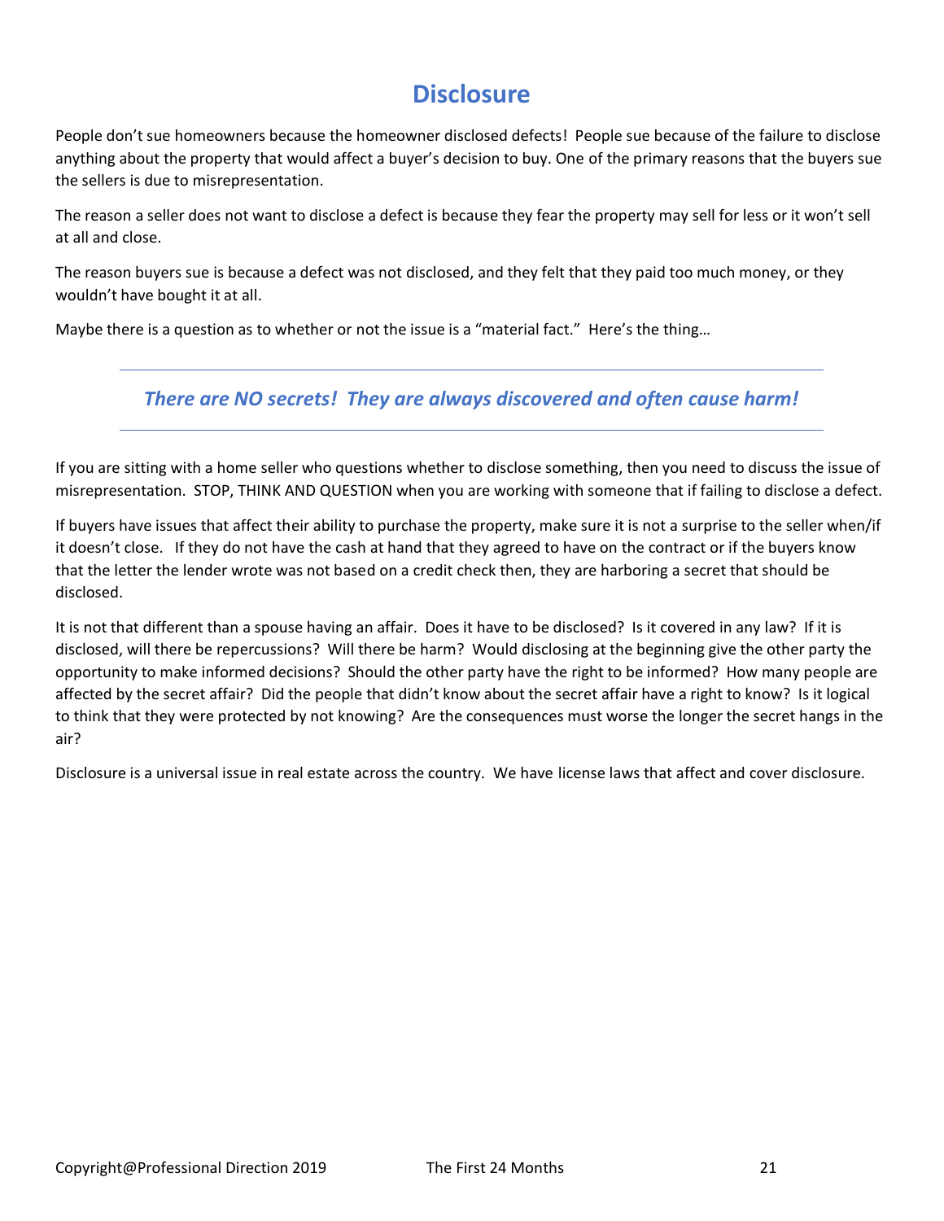# Disclosure

People don't sue homeowners because the homeowner disclosed defects! People sue because of the failure to disclose anything about the property that would affect a buyer's decision to buy. One of the primary reasons that the buyers sue the sellers is due to misrepresentation.

The reason a seller does not want to disclose a defect is because they fear the property may sell for less or it won't sell at all and close.

The reason buyers sue is because a defect was not disclosed, and they felt that they paid too much money, or they wouldn't have bought it at all.

Maybe there is a question as to whether or not the issue is a "material fact." Here's the thing…

---

***There are NO secrets! They are always discovered and often cause harm!***

---

If you are sitting with a home seller who questions whether to disclose something, then you need to discuss the issue of misrepresentation. STOP, THINK AND QUESTION when you are working with someone that if failing to disclose a defect.

If buyers have issues that affect their ability to purchase the property, make sure it is not a surprise to the seller when/if it doesn't close. If they do not have the cash at hand that they agreed to have on the contract or if the buyers know that the letter the lender wrote was not based on a credit check then, they are harboring a secret that should be disclosed.

It is not that different than a spouse having an affair. Does it have to be disclosed? Is it covered in any law? If it is disclosed, will there be repercussions? Will there be harm? Would disclosing at the beginning give the other party the opportunity to make informed decisions? Should the other party have the right to be informed? How many people are affected by the secret affair? Did the people that didn't know about the secret affair have a right to know? Is it logical to think that they were protected by not knowing? Are the consequences must worse the longer the secret hangs in the air?

Disclosure is a universal issue in real estate across the country. We have license laws that affect and cover disclosure.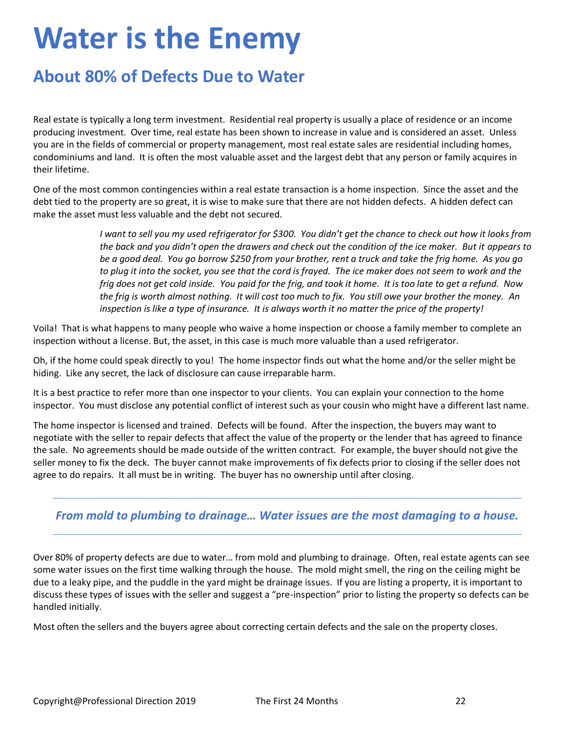# Water is the Enemy

## About 80% of Defects Due to Water

Real estate is typically a long term investment. Residential real property is usually a place of residence or an income producing investment. Over time, real estate has been shown to increase in value and is considered an asset. Unless you are in the fields of commercial or property management, most real estate sales are residential including homes, condominiums and land. It is often the most valuable asset and the largest debt that any person or family acquires in their lifetime.

One of the most common contingencies within a real estate transaction is a home inspection. Since the asset and the debt tied to the property are so great, it is wise to make sure that there are not hidden defects. A hidden defect can make the asset must less valuable and the debt not secured.

> *I want to sell you my used refrigerator for $300. You didn't get the chance to check out how it looks from the back and you didn't open the drawers and check out the condition of the ice maker. But it appears to be a good deal. You go borrow $250 from your brother, rent a truck and take the frig home. As you go to plug it into the socket, you see that the cord is frayed. The ice maker does not seem to work and the frig does not get cold inside. You paid for the frig, and took it home. It is too late to get a refund. Now the frig is worth almost nothing. It will cost too much to fix. You still owe your brother the money. An inspection is like a type of insurance. It is always worth it no matter the price of the property!*

Voila! That is what happens to many people who waive a home inspection or choose a family member to complete an inspection without a license. But, the asset, in this case is much more valuable than a used refrigerator.

Oh, if the home could speak directly to you! The home inspector finds out what the home and/or the seller might be hiding. Like any secret, the lack of disclosure can cause irreparable harm.

It is a best practice to refer more than one inspector to your clients. You can explain your connection to the home inspector. You must disclose any potential conflict of interest such as your cousin who might have a different last name.

The home inspector is licensed and trained. Defects will be found. After the inspection, the buyers may want to negotiate with the seller to repair defects that affect the value of the property or the lender that has agreed to finance the sale. No agreements should be made outside of the written contract. For example, the buyer should not give the seller money to fix the deck. The buyer cannot make improvements of fix defects prior to closing if the seller does not agree to do repairs. It all must be in writing. The buyer has no ownership until after closing.

---

***From mold to plumbing to drainage… Water issues are the most damaging to a house.***

---

Over 80% of property defects are due to water… from mold and plumbing to drainage. Often, real estate agents can see some water issues on the first time walking through the house. The mold might smell, the ring on the ceiling might be due to a leaky pipe, and the puddle in the yard might be drainage issues. If you are listing a property, it is important to discuss these types of issues with the seller and suggest a "pre-inspection" prior to listing the property so defects can be handled initially.

Most often the sellers and the buyers agree about correcting certain defects and the sale on the property closes.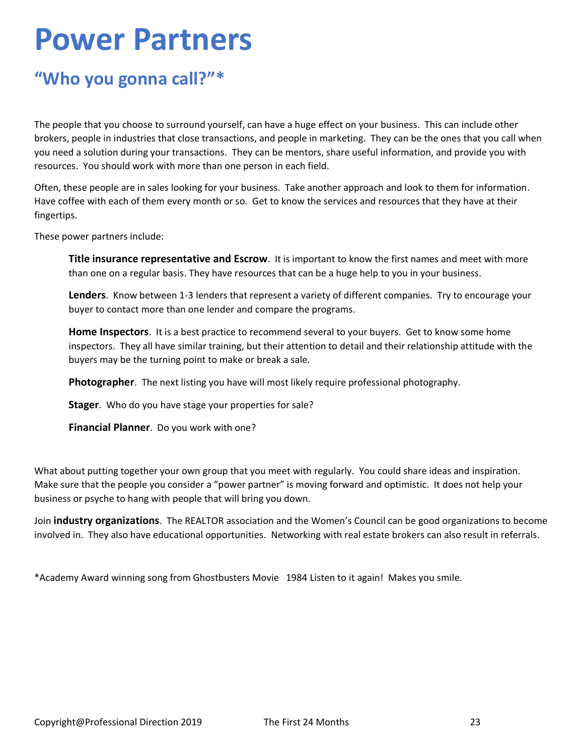# Power Partners

## "Who you gonna call?"*

The people that you choose to surround yourself, can have a huge effect on your business. This can include other brokers, people in industries that close transactions, and people in marketing. They can be the ones that you call when you need a solution during your transactions. They can be mentors, share useful information, and provide you with resources. You should work with more than one person in each field.

Often, these people are in sales looking for your business. Take another approach and look to them for information. Have coffee with each of them every month or so. Get to know the services and resources that they have at their fingertips.

These power partners include:

> **Title insurance representative and Escrow**. It is important to know the first names and meet with more than one on a regular basis. They have resources that can be a huge help to you in your business.
>
> **Lenders**. Know between 1-3 lenders that represent a variety of different companies. Try to encourage your buyer to contact more than one lender and compare the programs.
>
> **Home Inspectors**. It is a best practice to recommend several to your buyers. Get to know some home inspectors. They all have similar training, but their attention to detail and their relationship attitude with the buyers may be the turning point to make or break a sale.
>
> **Photographer**. The next listing you have will most likely require professional photography.
>
> **Stager**. Who do you have stage your properties for sale?
>
> **Financial Planner**. Do you work with one?

What about putting together your own group that you meet with regularly. You could share ideas and inspiration. Make sure that the people you consider a "power partner" is moving forward and optimistic. It does not help your business or psyche to hang with people that will bring you down.

Join **industry organizations**. The REALTOR association and the Women's Council can be good organizations to become involved in. They also have educational opportunities. Networking with real estate brokers can also result in referrals.

*Academy Award winning song from Ghostbusters Movie 1984 Listen to it again! Makes you smile.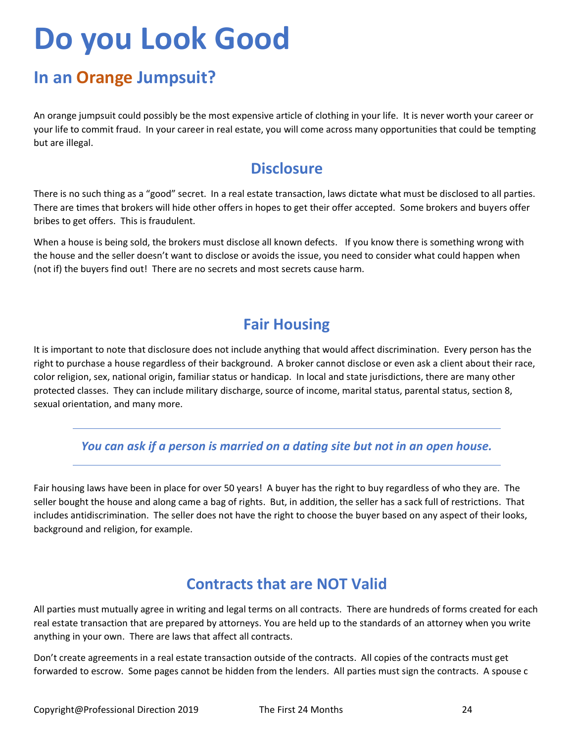# Do you Look Good

## In an Orange Jumpsuit?

An orange jumpsuit could possibly be the most expensive article of clothing in your life. It is never worth your career or your life to commit fraud. In your career in real estate, you will come across many opportunities that could be tempting but are illegal.

### Disclosure

There is no such thing as a "good" secret. In a real estate transaction, laws dictate what must be disclosed to all parties. There are times that brokers will hide other offers in hopes to get their offer accepted. Some brokers and buyers offer bribes to get offers. This is fraudulent.

When a house is being sold, the brokers must disclose all known defects. If you know there is something wrong with the house and the seller doesn't want to disclose or avoids the issue, you need to consider what could happen when (not if) the buyers find out! There are no secrets and most secrets cause harm.

### Fair Housing

It is important to note that disclosure does not include anything that would affect discrimination. Every person has the right to purchase a house regardless of their background. A broker cannot disclose or even ask a client about their race, color religion, sex, national origin, familiar status or handicap. In local and state jurisdictions, there are many other protected classes. They can include military discharge, source of income, marital status, parental status, section 8, sexual orientation, and many more.

---

***You can ask if a person is married on a dating site but not in an open house.***

---

Fair housing laws have been in place for over 50 years! A buyer has the right to buy regardless of who they are. The seller bought the house and along came a bag of rights. But, in addition, the seller has a sack full of restrictions. That includes antidiscrimination. The seller does not have the right to choose the buyer based on any aspect of their looks, background and religion, for example.

### Contracts that are NOT Valid

All parties must mutually agree in writing and legal terms on all contracts. There are hundreds of forms created for each real estate transaction that are prepared by attorneys. You are held up to the standards of an attorney when you write anything in your own. There are laws that affect all contracts.

Don't create agreements in a real estate transaction outside of the contracts. All copies of the contracts must get forwarded to escrow. Some pages cannot be hidden from the lenders. All parties must sign the contracts. A spouse c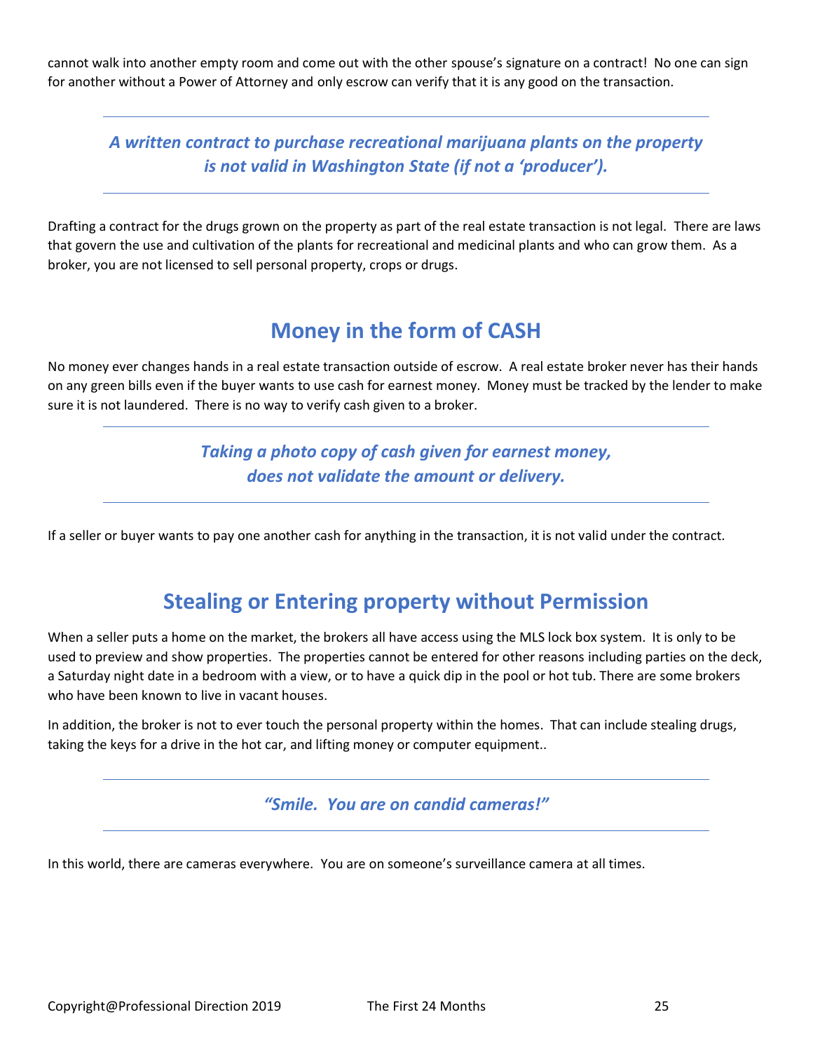cannot walk into another empty room and come out with the other spouse's signature on a contract! No one can sign for another without a Power of Attorney and only escrow can verify that it is any good on the transaction.

---

***A written contract to purchase recreational marijuana plants on the property is not valid in Washington State (if not a 'producer').***

---

Drafting a contract for the drugs grown on the property as part of the real estate transaction is not legal. There are laws that govern the use and cultivation of the plants for recreational and medicinal plants and who can grow them. As a broker, you are not licensed to sell personal property, crops or drugs.

## Money in the form of CASH

No money ever changes hands in a real estate transaction outside of escrow. A real estate broker never has their hands on any green bills even if the buyer wants to use cash for earnest money. Money must be tracked by the lender to make sure it is not laundered. There is no way to verify cash given to a broker.

---

***Taking a photo copy of cash given for earnest money, does not validate the amount or delivery.***

---

If a seller or buyer wants to pay one another cash for anything in the transaction, it is not valid under the contract.

## Stealing or Entering property without Permission

When a seller puts a home on the market, the brokers all have access using the MLS lock box system. It is only to be used to preview and show properties. The properties cannot be entered for other reasons including parties on the deck, a Saturday night date in a bedroom with a view, or to have a quick dip in the pool or hot tub. There are some brokers who have been known to live in vacant houses.

In addition, the broker is not to ever touch the personal property within the homes. That can include stealing drugs, taking the keys for a drive in the hot car, and lifting money or computer equipment..

---

***"Smile. You are on candid cameras!"***

---

In this world, there are cameras everywhere. You are on someone's surveillance camera at all times.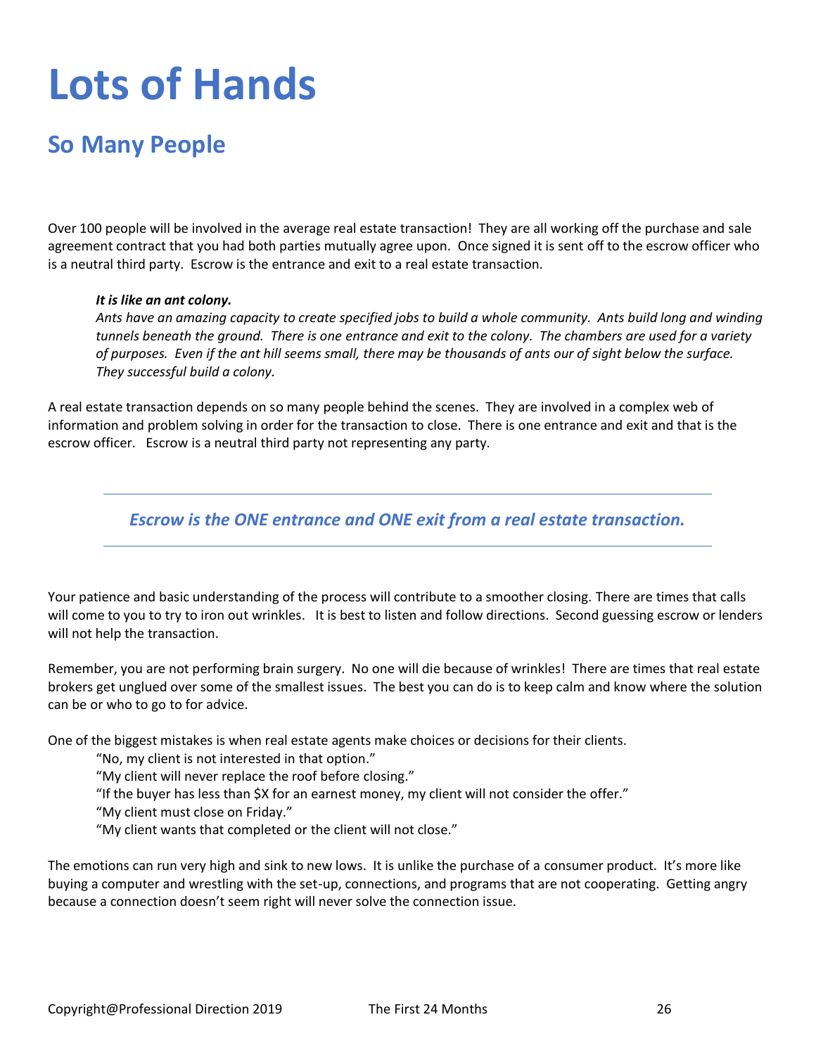# Lots of Hands

## So Many People

Over 100 people will be involved in the average real estate transaction! They are all working off the purchase and sale agreement contract that you had both parties mutually agree upon. Once signed it is sent off to the escrow officer who is a neutral third party. Escrow is the entrance and exit to a real estate transaction.

> ***It is like an ant colony.***
> *Ants have an amazing capacity to create specified jobs to build a whole community. Ants build long and winding tunnels beneath the ground. There is one entrance and exit to the colony. The chambers are used for a variety of purposes. Even if the ant hill seems small, there may be thousands of ants our of sight below the surface. They successful build a colony.*

A real estate transaction depends on so many people behind the scenes. They are involved in a complex web of information and problem solving in order for the transaction to close. There is one entrance and exit and that is the escrow officer. Escrow is a neutral third party not representing any party.

---

***Escrow is the ONE entrance and ONE exit from a real estate transaction.***

---

Your patience and basic understanding of the process will contribute to a smoother closing. There are times that calls will come to you to try to iron out wrinkles. It is best to listen and follow directions. Second guessing escrow or lenders will not help the transaction.

Remember, you are not performing brain surgery. No one will die because of wrinkles! There are times that real estate brokers get unglued over some of the smallest issues. The best you can do is to keep calm and know where the solution can be or who to go to for advice.

One of the biggest mistakes is when real estate agents make choices or decisions for their clients.

> "No, my client is not interested in that option."
> "My client will never replace the roof before closing."
> "If the buyer has less than $X for an earnest money, my client will not consider the offer."
> "My client must close on Friday."
> "My client wants that completed or the client will not close."

The emotions can run very high and sink to new lows. It is unlike the purchase of a consumer product. It's more like buying a computer and wrestling with the set-up, connections, and programs that are not cooperating. Getting angry because a connection doesn't seem right will never solve the connection issue.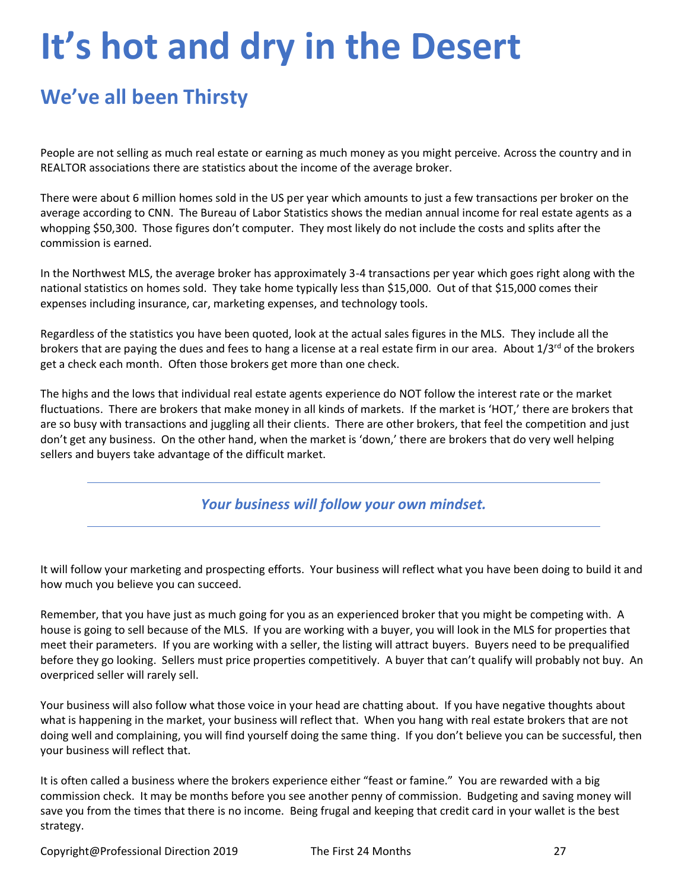# It's hot and dry in the Desert

## We've all been Thirsty

People are not selling as much real estate or earning as much money as you might perceive. Across the country and in REALTOR associations there are statistics about the income of the average broker.

There were about 6 million homes sold in the US per year which amounts to just a few transactions per broker on the average according to CNN. The Bureau of Labor Statistics shows the median annual income for real estate agents as a whopping $50,300. Those figures don't computer. They most likely do not include the costs and splits after the commission is earned.

In the Northwest MLS, the average broker has approximately 3-4 transactions per year which goes right along with the national statistics on homes sold. They take home typically less than $15,000. Out of that $15,000 comes their expenses including insurance, car, marketing expenses, and technology tools.

Regardless of the statistics you have been quoted, look at the actual sales figures in the MLS. They include all the brokers that are paying the dues and fees to hang a license at a real estate firm in our area. About 1/3rd of the brokers get a check each month. Often those brokers get more than one check.

The highs and the lows that individual real estate agents experience do NOT follow the interest rate or the market fluctuations. There are brokers that make money in all kinds of markets. If the market is 'HOT,' there are brokers that are so busy with transactions and juggling all their clients. There are other brokers, that feel the competition and just don't get any business. On the other hand, when the market is 'down,' there are brokers that do very well helping sellers and buyers take advantage of the difficult market.

---

***Your business will follow your own mindset.***

---

It will follow your marketing and prospecting efforts. Your business will reflect what you have been doing to build it and how much you believe you can succeed.

Remember, that you have just as much going for you as an experienced broker that you might be competing with. A house is going to sell because of the MLS. If you are working with a buyer, you will look in the MLS for properties that meet their parameters. If you are working with a seller, the listing will attract buyers. Buyers need to be prequalified before they go looking. Sellers must price properties competitively. A buyer that can't qualify will probably not buy. An overpriced seller will rarely sell.

Your business will also follow what those voice in your head are chatting about. If you have negative thoughts about what is happening in the market, your business will reflect that. When you hang with real estate brokers that are not doing well and complaining, you will find yourself doing the same thing. If you don't believe you can be successful, then your business will reflect that.

It is often called a business where the brokers experience either "feast or famine." You are rewarded with a big commission check. It may be months before you see another penny of commission. Budgeting and saving money will save you from the times that there is no income. Being frugal and keeping that credit card in your wallet is the best strategy.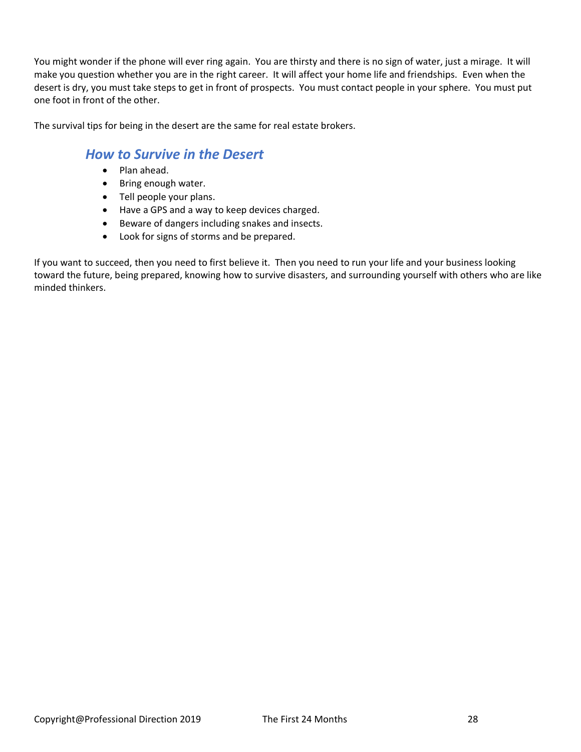You might wonder if the phone will ever ring again. You are thirsty and there is no sign of water, just a mirage. It will make you question whether you are in the right career. It will affect your home life and friendships. Even when the desert is dry, you must take steps to get in front of prospects. You must contact people in your sphere. You must put one foot in front of the other.

The survival tips for being in the desert are the same for real estate brokers.

## *How to Survive in the Desert*

- Plan ahead.
- Bring enough water.
- Tell people your plans.
- Have a GPS and a way to keep devices charged.
- Beware of dangers including snakes and insects.
- Look for signs of storms and be prepared.

If you want to succeed, then you need to first believe it. Then you need to run your life and your business looking toward the future, being prepared, knowing how to survive disasters, and surrounding yourself with others who are like minded thinkers.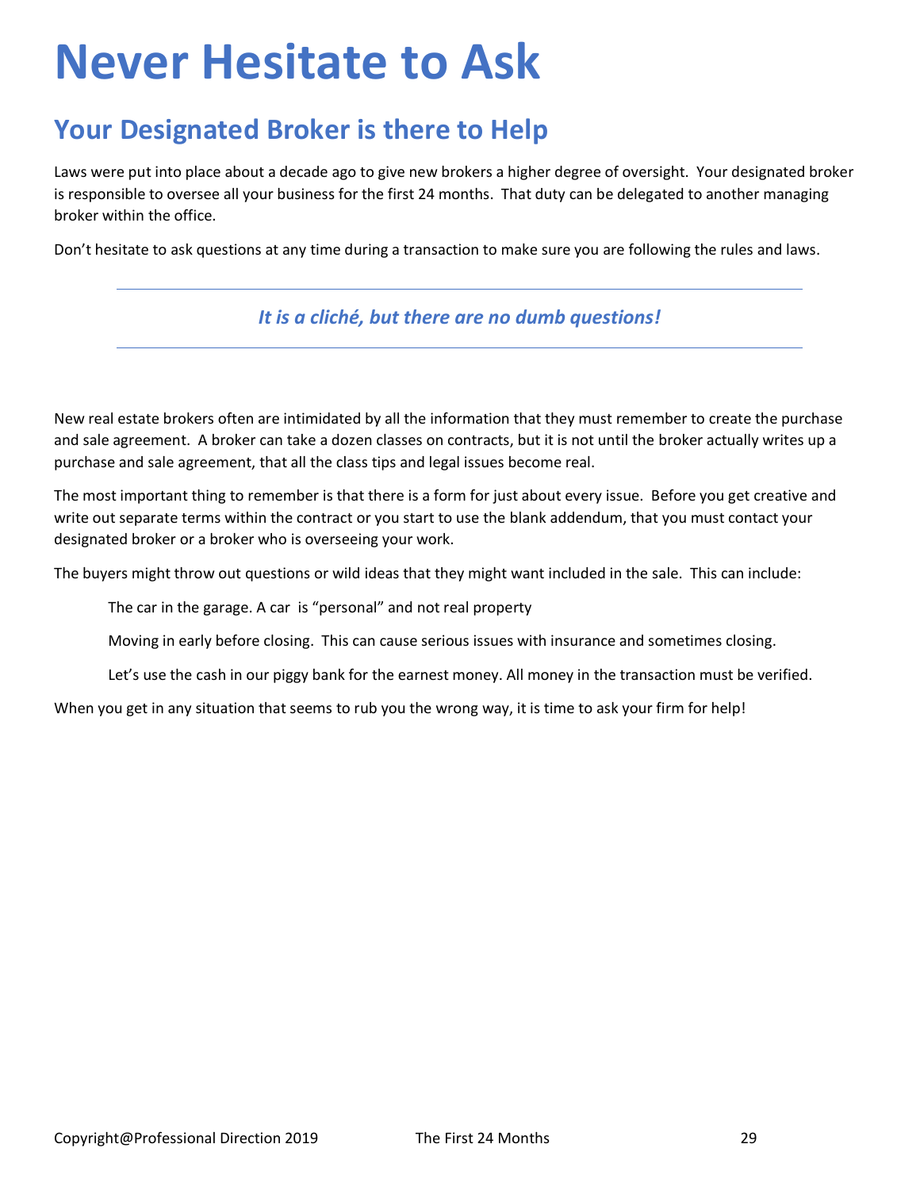# Never Hesitate to Ask

## Your Designated Broker is there to Help

Laws were put into place about a decade ago to give new brokers a higher degree of oversight. Your designated broker is responsible to oversee all your business for the first 24 months. That duty can be delegated to another managing broker within the office.

Don't hesitate to ask questions at any time during a transaction to make sure you are following the rules and laws.

---

***It is a cliché, but there are no dumb questions!***

---

New real estate brokers often are intimidated by all the information that they must remember to create the purchase and sale agreement. A broker can take a dozen classes on contracts, but it is not until the broker actually writes up a purchase and sale agreement, that all the class tips and legal issues become real.

The most important thing to remember is that there is a form for just about every issue. Before you get creative and write out separate terms within the contract or you start to use the blank addendum, that you must contact your designated broker or a broker who is overseeing your work.

The buyers might throw out questions or wild ideas that they might want included in the sale. This can include:

The car in the garage. A car is "personal" and not real property

Moving in early before closing. This can cause serious issues with insurance and sometimes closing.

Let's use the cash in our piggy bank for the earnest money. All money in the transaction must be verified.

When you get in any situation that seems to rub you the wrong way, it is time to ask your firm for help!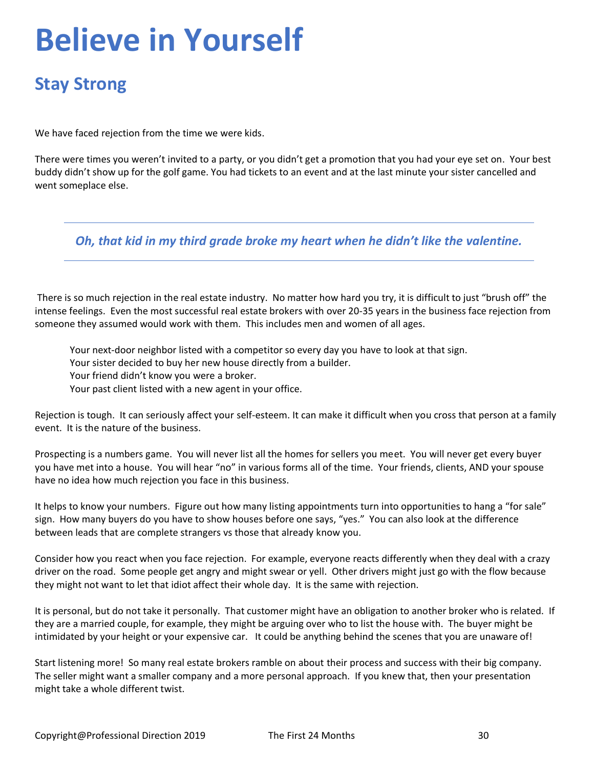# Believe in Yourself

## Stay Strong

We have faced rejection from the time we were kids.

There were times you weren't invited to a party, or you didn't get a promotion that you had your eye set on. Your best buddy didn't show up for the golf game. You had tickets to an event and at the last minute your sister cancelled and went someplace else.

***Oh, that kid in my third grade broke my heart when he didn't like the valentine.***

There is so much rejection in the real estate industry. No matter how hard you try, it is difficult to just "brush off" the intense feelings. Even the most successful real estate brokers with over 20-35 years in the business face rejection from someone they assumed would work with them. This includes men and women of all ages.

> Your next-door neighbor listed with a competitor so every day you have to look at that sign.
> Your sister decided to buy her new house directly from a builder.
> Your friend didn't know you were a broker.
> Your past client listed with a new agent in your office.

Rejection is tough. It can seriously affect your self-esteem. It can make it difficult when you cross that person at a family event. It is the nature of the business.

Prospecting is a numbers game. You will never list all the homes for sellers you meet. You will never get every buyer you have met into a house. You will hear "no" in various forms all of the time. Your friends, clients, AND your spouse have no idea how much rejection you face in this business.

It helps to know your numbers. Figure out how many listing appointments turn into opportunities to hang a "for sale" sign. How many buyers do you have to show houses before one says, "yes." You can also look at the difference between leads that are complete strangers vs those that already know you.

Consider how you react when you face rejection. For example, everyone reacts differently when they deal with a crazy driver on the road. Some people get angry and might swear or yell. Other drivers might just go with the flow because they might not want to let that idiot affect their whole day. It is the same with rejection.

It is personal, but do not take it personally. That customer might have an obligation to another broker who is related. If they are a married couple, for example, they might be arguing over who to list the house with. The buyer might be intimidated by your height or your expensive car. It could be anything behind the scenes that you are unaware of!

Start listening more! So many real estate brokers ramble on about their process and success with their big company. The seller might want a smaller company and a more personal approach. If you knew that, then your presentation might take a whole different twist.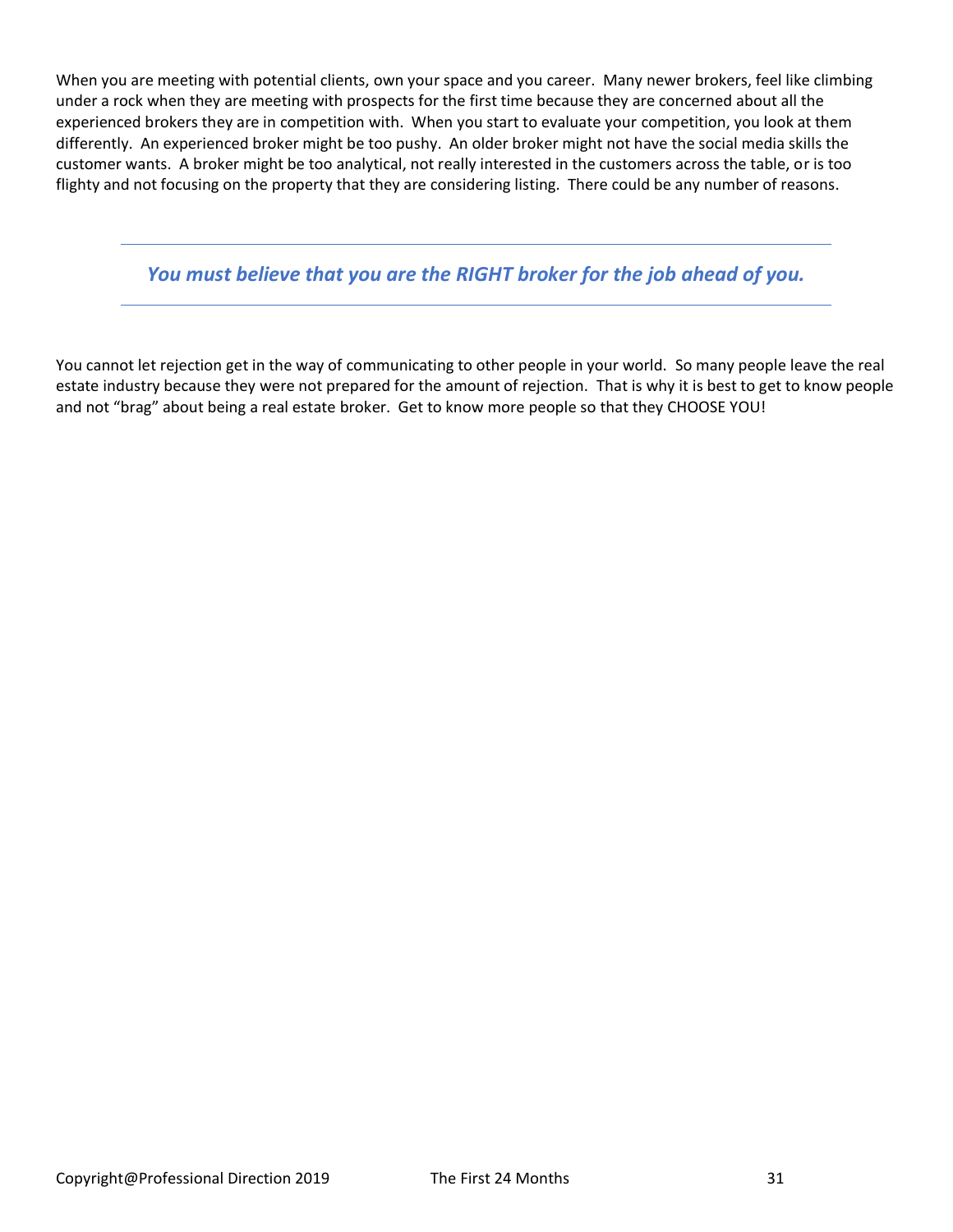When you are meeting with potential clients, own your space and you career. Many newer brokers, feel like climbing under a rock when they are meeting with prospects for the first time because they are concerned about all the experienced brokers they are in competition with. When you start to evaluate your competition, you look at them differently. An experienced broker might be too pushy. An older broker might not have the social media skills the customer wants. A broker might be too analytical, not really interested in the customers across the table, or is too flighty and not focusing on the property that they are considering listing. There could be any number of reasons.

---

***You must believe that you are the RIGHT broker for the job ahead of you.***

---

You cannot let rejection get in the way of communicating to other people in your world. So many people leave the real estate industry because they were not prepared for the amount of rejection. That is why it is best to get to know people and not "brag" about being a real estate broker. Get to know more people so that they CHOOSE YOU!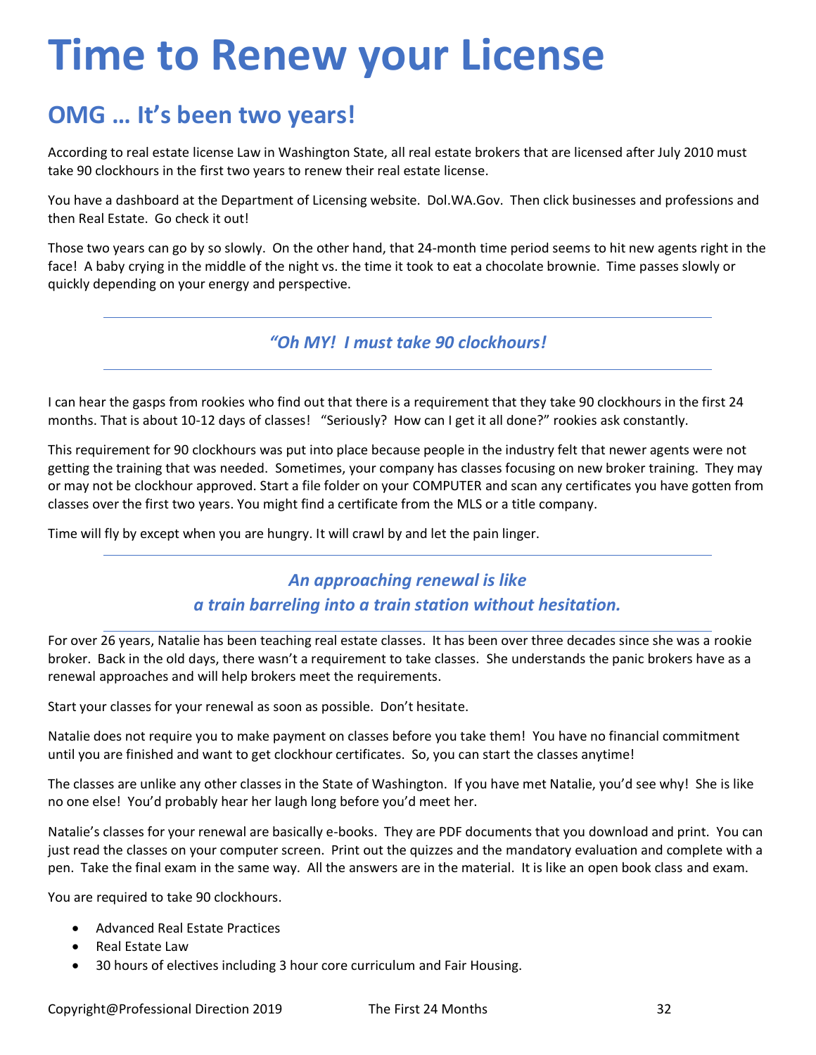# Time to Renew your License

## OMG … It's been two years!

According to real estate license Law in Washington State, all real estate brokers that are licensed after July 2010 must take 90 clockhours in the first two years to renew their real estate license.

You have a dashboard at the Department of Licensing website. Dol.WA.Gov. Then click businesses and professions and then Real Estate. Go check it out!

Those two years can go by so slowly. On the other hand, that 24-month time period seems to hit new agents right in the face! A baby crying in the middle of the night vs. the time it took to eat a chocolate brownie. Time passes slowly or quickly depending on your energy and perspective.

---

***"Oh MY! I must take 90 clockhours!***

---

I can hear the gasps from rookies who find out that there is a requirement that they take 90 clockhours in the first 24 months. That is about 10-12 days of classes! "Seriously? How can I get it all done?" rookies ask constantly.

This requirement for 90 clockhours was put into place because people in the industry felt that newer agents were not getting the training that was needed. Sometimes, your company has classes focusing on new broker training. They may or may not be clockhour approved. Start a file folder on your COMPUTER and scan any certificates you have gotten from classes over the first two years. You might find a certificate from the MLS or a title company.

Time will fly by except when you are hungry. It will crawl by and let the pain linger.

---

***An approaching renewal is like***
***a train barreling into a train station without hesitation.***

---

For over 26 years, Natalie has been teaching real estate classes. It has been over three decades since she was a rookie broker. Back in the old days, there wasn't a requirement to take classes. She understands the panic brokers have as a renewal approaches and will help brokers meet the requirements.

Start your classes for your renewal as soon as possible. Don't hesitate.

Natalie does not require you to make payment on classes before you take them! You have no financial commitment until you are finished and want to get clockhour certificates. So, you can start the classes anytime!

The classes are unlike any other classes in the State of Washington. If you have met Natalie, you'd see why! She is like no one else! You'd probably hear her laugh long before you'd meet her.

Natalie's classes for your renewal are basically e-books. They are PDF documents that you download and print. You can just read the classes on your computer screen. Print out the quizzes and the mandatory evaluation and complete with a pen. Take the final exam in the same way. All the answers are in the material. It is like an open book class and exam.

You are required to take 90 clockhours.

- Advanced Real Estate Practices
- Real Estate Law
- 30 hours of electives including 3 hour core curriculum and Fair Housing.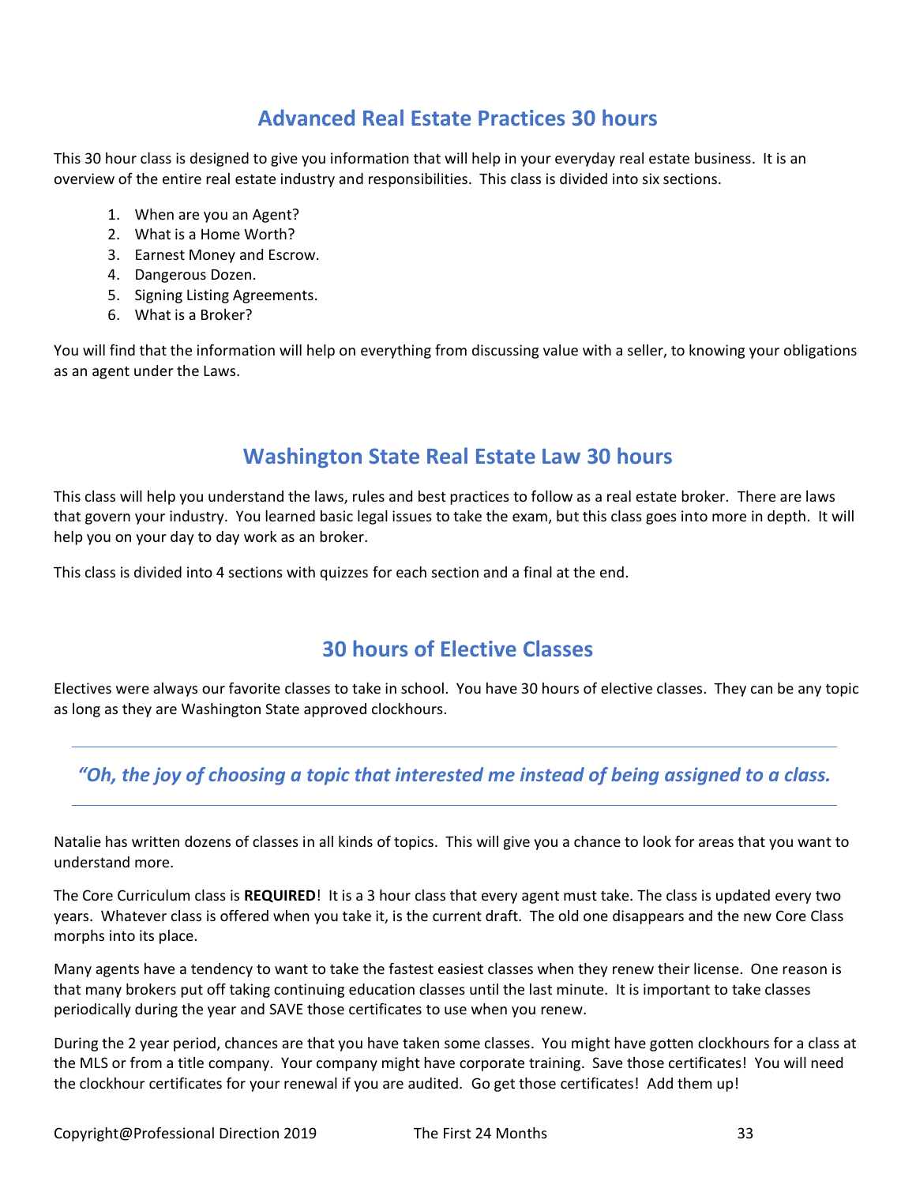## Advanced Real Estate Practices 30 hours

This 30 hour class is designed to give you information that will help in your everyday real estate business. It is an overview of the entire real estate industry and responsibilities. This class is divided into six sections.

1. When are you an Agent?
2. What is a Home Worth?
3. Earnest Money and Escrow.
4. Dangerous Dozen.
5. Signing Listing Agreements.
6. What is a Broker?

You will find that the information will help on everything from discussing value with a seller, to knowing your obligations as an agent under the Laws.

## Washington State Real Estate Law 30 hours

This class will help you understand the laws, rules and best practices to follow as a real estate broker. There are laws that govern your industry. You learned basic legal issues to take the exam, but this class goes into more in depth. It will help you on your day to day work as an broker.

This class is divided into 4 sections with quizzes for each section and a final at the end.

## 30 hours of Elective Classes

Electives were always our favorite classes to take in school. You have 30 hours of elective classes. They can be any topic as long as they are Washington State approved clockhours.

---

*"Oh, the joy of choosing a topic that interested me instead of being assigned to a class.*

---

Natalie has written dozens of classes in all kinds of topics. This will give you a chance to look for areas that you want to understand more.

The Core Curriculum class is **REQUIRED**! It is a 3 hour class that every agent must take. The class is updated every two years. Whatever class is offered when you take it, is the current draft. The old one disappears and the new Core Class morphs into its place.

Many agents have a tendency to want to take the fastest easiest classes when they renew their license. One reason is that many brokers put off taking continuing education classes until the last minute. It is important to take classes periodically during the year and SAVE those certificates to use when you renew.

During the 2 year period, chances are that you have taken some classes. You might have gotten clockhours for a class at the MLS or from a title company. Your company might have corporate training. Save those certificates! You will need the clockhour certificates for your renewal if you are audited. Go get those certificates! Add them up!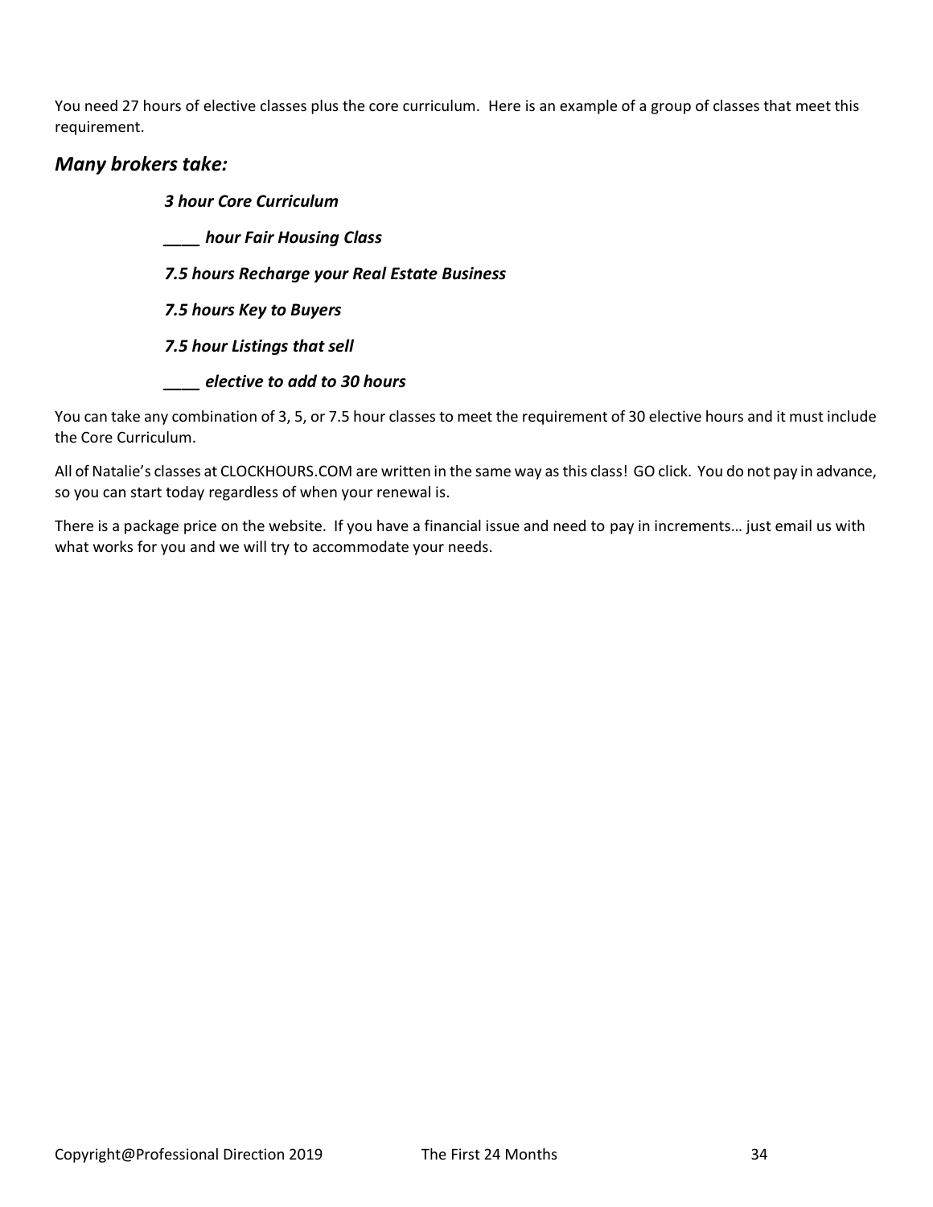You need 27 hours of elective classes plus the core curriculum. Here is an example of a group of classes that meet this requirement.

## *Many brokers take:*

***3 hour Core Curriculum***

***____ hour Fair Housing Class***

***7.5 hours Recharge your Real Estate Business***

***7.5 hours Key to Buyers***

***7.5 hour Listings that sell***

***____ elective to add to 30 hours***

You can take any combination of 3, 5, or 7.5 hour classes to meet the requirement of 30 elective hours and it must include the Core Curriculum.

All of Natalie's classes at CLOCKHOURS.COM are written in the same way as this class! GO click. You do not pay in advance, so you can start today regardless of when your renewal is.

There is a package price on the website. If you have a financial issue and need to pay in increments… just email us with what works for you and we will try to accommodate your needs.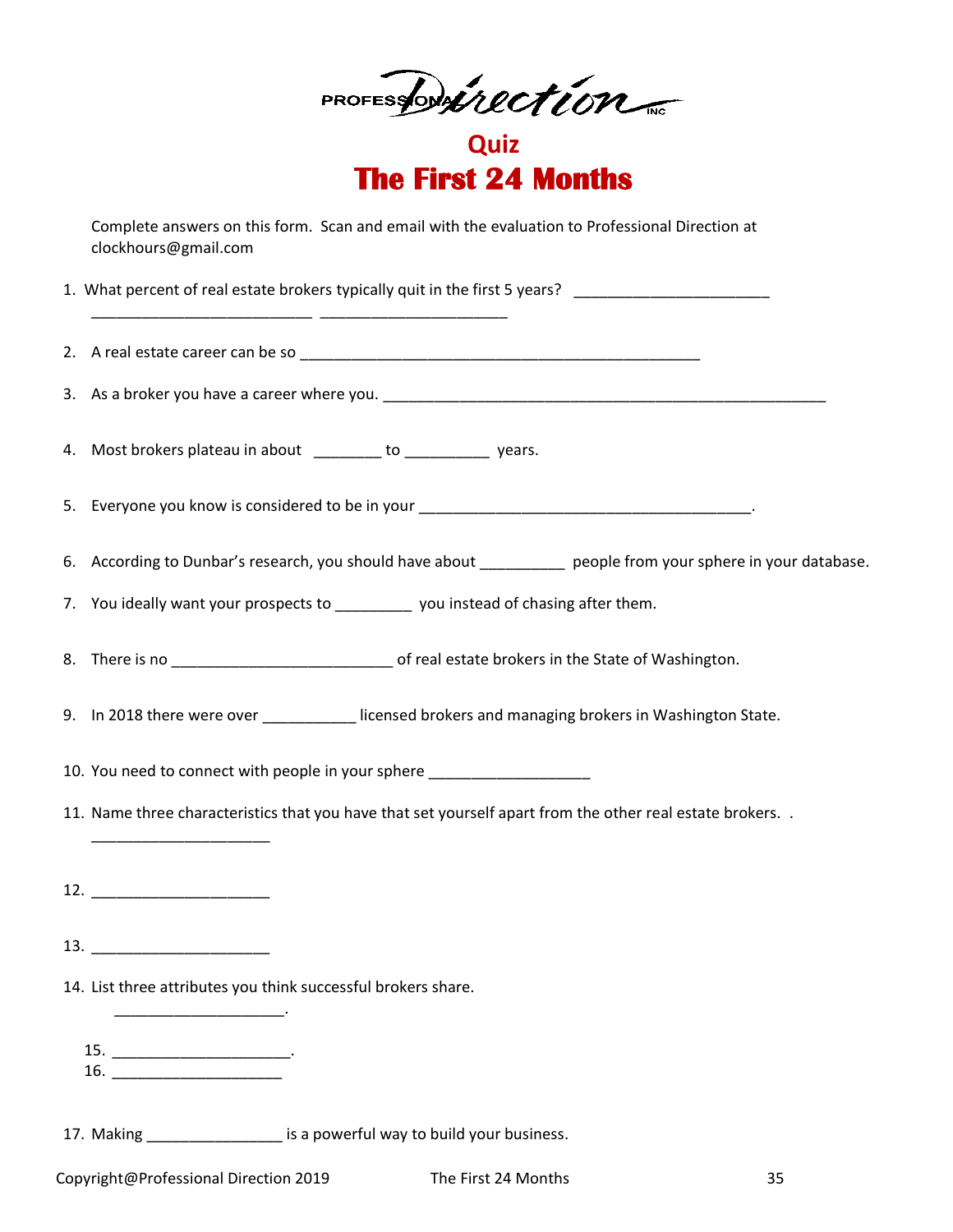PROFESSIONAL Direction INC

## Quiz

# The First 24 Months

Complete answers on this form. Scan and email with the evaluation to Professional Direction at clockhours@gmail.com

1. What percent of real estate brokers typically quit in the first 5 years? ______________________
   ________________________ ____________________

2. A real estate career can be so ____________________________________________

3. As a broker you have a career where you. ________________________________________________

4. Most brokers plateau in about ________ to __________ years.

5. Everyone you know is considered to be in your ____________________________________.

6. According to Dunbar's research, you should have about __________ people from your sphere in your database.

7. You ideally want your prospects to _________ you instead of chasing after them.

8. There is no ________________________ of real estate brokers in the State of Washington.

9. In 2018 there were over ___________ licensed brokers and managing brokers in Washington State.

10. You need to connect with people in your sphere __________________

11. Name three characteristics that you have that set yourself apart from the other real estate brokers. .
    ____________________

12. ____________________

13. ____________________

14. List three attributes you think successful brokers share.
    ____________________.

15. ____________________.

16. ____________________

17. Making _______________ is a powerful way to build your business.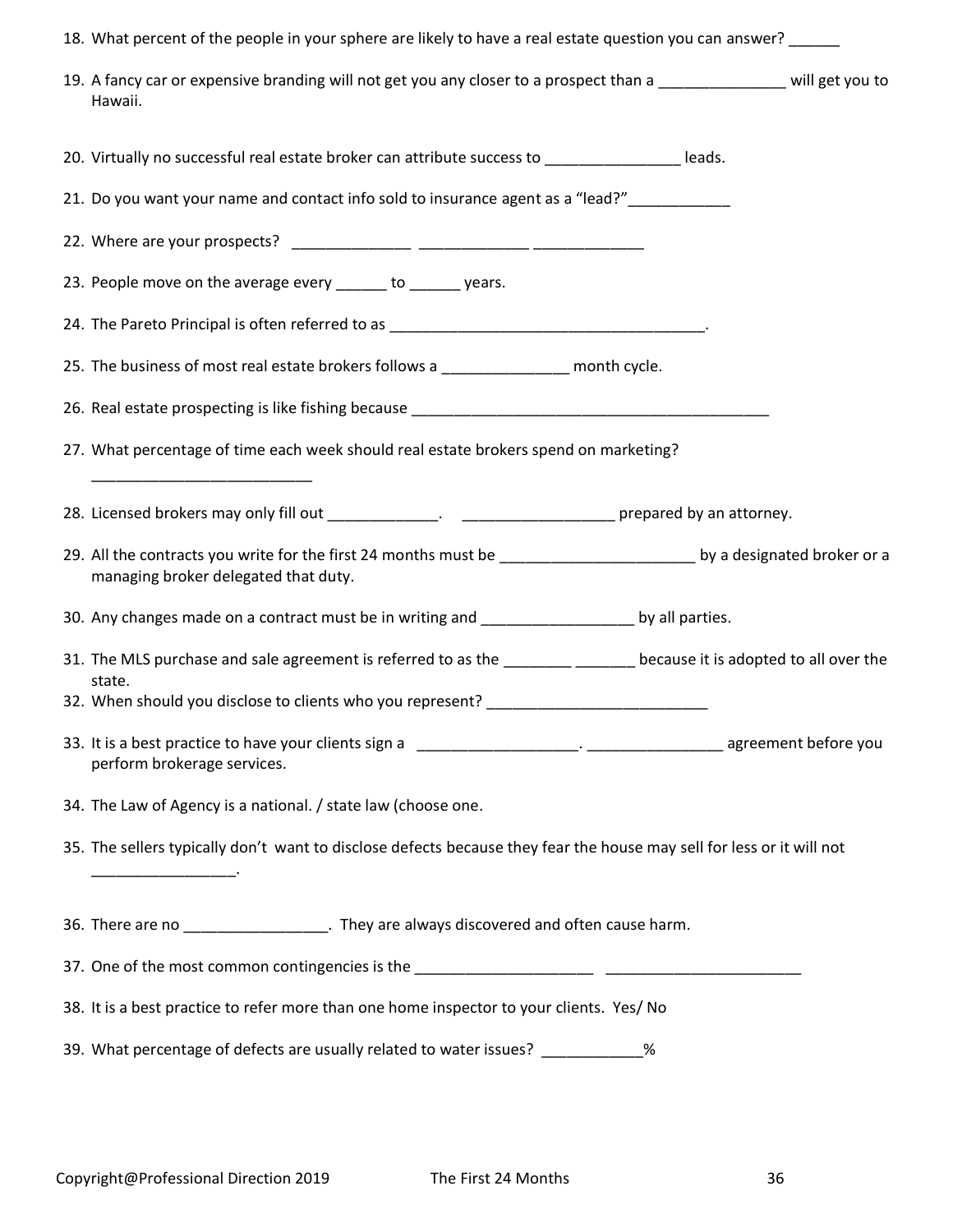18. What percent of the people in your sphere are likely to have a real estate question you can answer? ______

19. A fancy car or expensive branding will not get you any closer to a prospect than a _______________ will get you to Hawaii.

20. Virtually no successful real estate broker can attribute success to ________________ leads.

21. Do you want your name and contact info sold to insurance agent as a "lead?"____________

22. Where are your prospects? ______________ _____________ _____________

23. People move on the average every ______ to ______ years.

24. The Pareto Principal is often referred to as ______________________________________.

25. The business of most real estate brokers follows a _______________ month cycle.

26. Real estate prospecting is like fishing because ____________________________________________

27. What percentage of time each week should real estate brokers spend on marketing? __________________________

28. Licensed brokers may only fill out _____________. __________________ prepared by an attorney.

29. All the contracts you write for the first 24 months must be ________________________ by a designated broker or a managing broker delegated that duty.

30. Any changes made on a contract must be in writing and __________________ by all parties.

31. The MLS purchase and sale agreement is referred to as the ________ _______ because it is adopted to all over the state.

32. When should you disclose to clients who you represent? __________________________

33. It is a best practice to have your clients sign a ___________________. ________________ agreement before you perform brokerage services.

34. The Law of Agency is a national. / state law (choose one.

35. The sellers typically don't want to disclose defects because they fear the house may sell for less or it will not _________________.

36. There are no _________________. They are always discovered and often cause harm.

37. One of the most common contingencies is the _____________________ ________________________

38. It is a best practice to refer more than one home inspector to your clients. Yes/ No

39. What percentage of defects are usually related to water issues? ____________%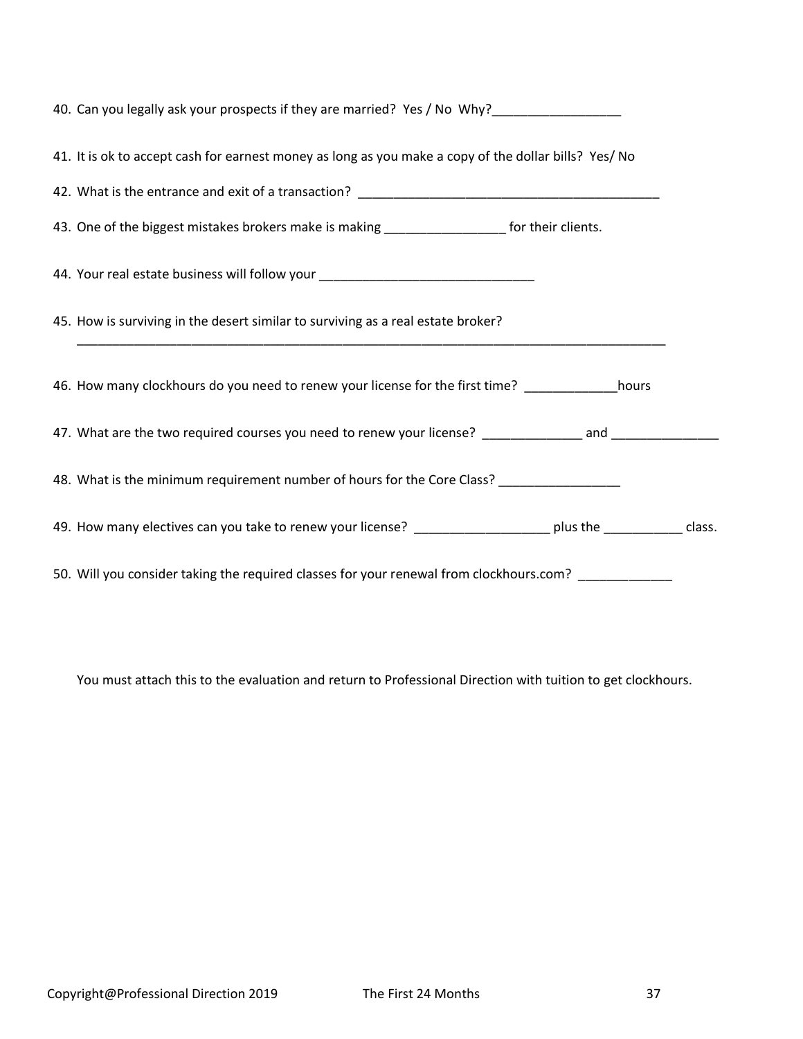40. Can you legally ask your prospects if they are married? Yes / No Why?__________________

41. It is ok to accept cash for earnest money as long as you make a copy of the dollar bills? Yes/ No

42. What is the entrance and exit of a transaction? ___________________________________________

43. One of the biggest mistakes brokers make is making _________________ for their clients.

44. Your real estate business will follow your ______________________________

45. How is surviving in the desert similar to surviving as a real estate broker?
_____________________________________________________________________________________

46. How many clockhours do you need to renew your license for the first time? _____________hours

47. What are the two required courses you need to renew your license? ______________ and _______________

48. What is the minimum requirement number of hours for the Core Class? _________________

49. How many electives can you take to renew your license? ___________________ plus the ___________ class.

50. Will you consider taking the required classes for your renewal from clockhours.com? _____________

You must attach this to the evaluation and return to Professional Direction with tuition to get clockhours.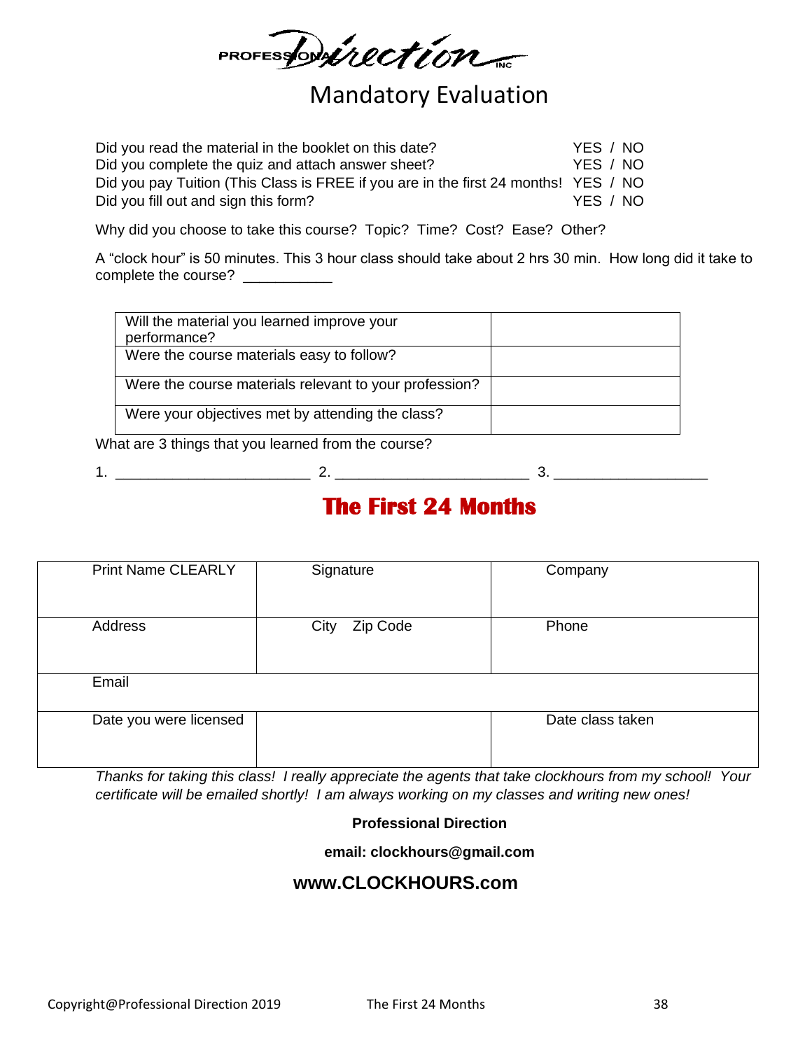PROFESSIONAL Direction INC

# Mandatory Evaluation

Did you read the material in the booklet on this date? YES / NO
Did you complete the quiz and attach answer sheet? YES / NO
Did you pay Tuition (This Class is FREE if you are in the first 24 months! YES / NO
Did you fill out and sign this form? YES / NO

Why did you choose to take this course? Topic? Time? Cost? Ease? Other?

A "clock hour" is 50 minutes. This 3 hour class should take about 2 hrs 30 min. How long did it take to complete the course? ___________

| | |
|---|---|
| Will the material you learned improve your performance? | |
| Were the course materials easy to follow? | |
| Were the course materials relevant to your profession? | |
| Were your objectives met by attending the class? | |

What are 3 things that you learned from the course?

1. ________________________ 2. ________________________ 3. ___________________

## The First 24 Months

| | | |
|---|---|---|
| Print Name CLEARLY | Signature | Company |
| Address | City Zip Code | Phone |
| Email | | |
| Date you were licensed | | Date class taken |

*Thanks for taking this class! I really appreciate the agents that take clockhours from my school! Your certificate will be emailed shortly! I am always working on my classes and writing new ones!*

**Professional Direction**

**email: clockhours@gmail.com**

**www.CLOCKHOURS.com**

Copyright@Professional Direction 2019